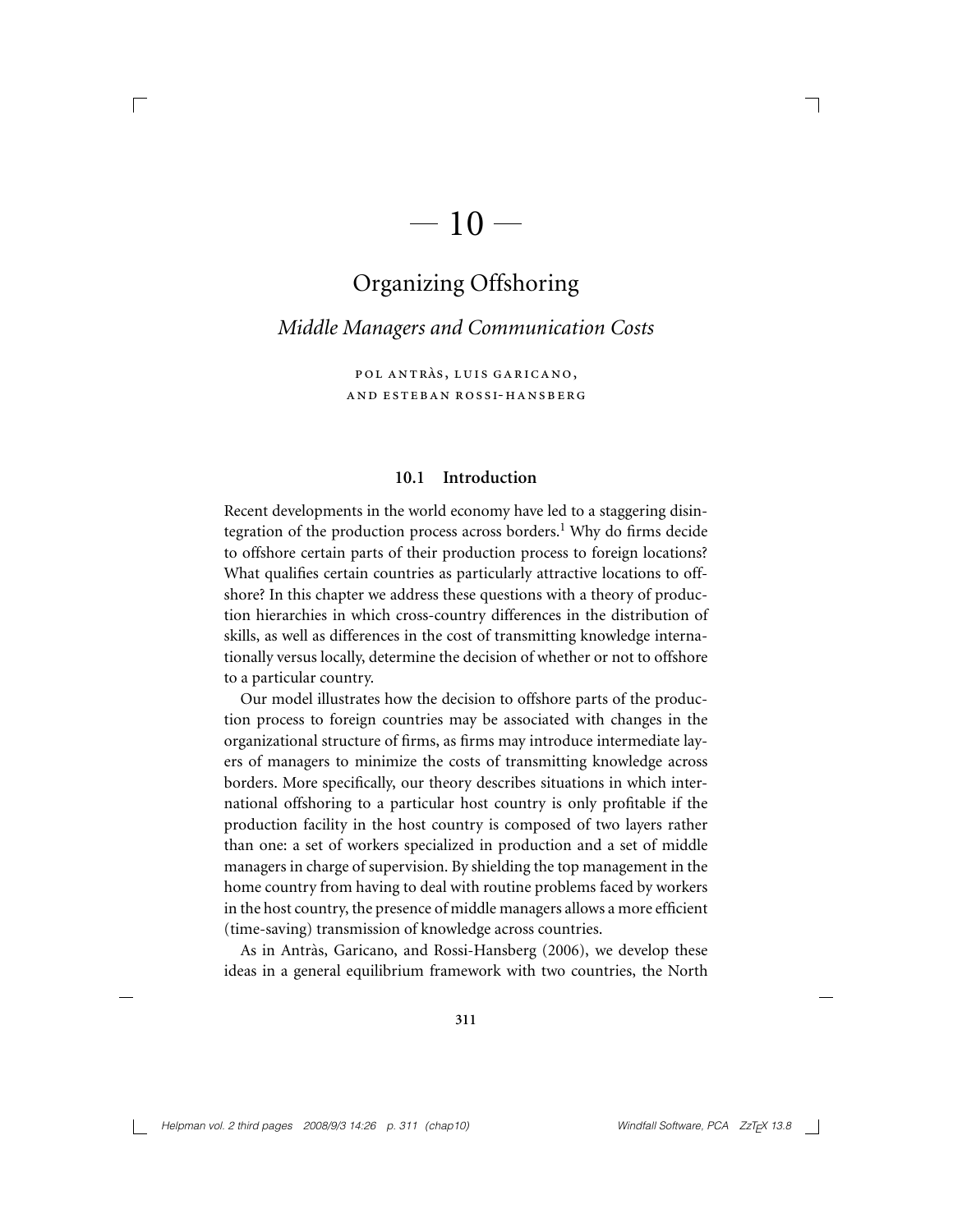# — 10 —

# Organizing Offshoring

## *Middle Managers and Communication Costs*

POL ANTRÀS, LUIS GARICANO, AND ESTEBAN ROSSI-HANSBERG

### 10.1 Introduction

Recent developments in the world economy have led to a staggering disintegration of the production process across borders.[1] Why do firms decide to offshore certain parts of their production process to foreign locations? What qualifies certain countries as particularly attractive locations to offshore? In this chapter we address these questions with a theory of production hierarchies in which cross-country differences in the distribution of skills, as well as differences in the cost of transmitting knowledge internationally versus locally, determine the decision of whether or not to offshore to a particular country.

Our model illustrates how the decision to offshore parts of the production process to foreign countries may be associated with changes in the organizational structure of firms, as firms may introduce intermediate layers of managers to minimize the costs of transmitting knowledge across borders. More specifically, our theory describes situations in which international offshoring to a particular host country is only profitable if the production facility in the host country is composed of two layers rather than one: a set of workers specialized in production and a set of middle managers in charge of supervision. By shielding the top management in the home country from having to deal with routine problems faced by workers in the host country, the presence of middle managers allows a more efficient (time-saving) transmission of knowledge across countries.

As in Antràs, Garicano, and Rossi-Hansberg (2006), we develop these ideas in a general equilibrium framework with two countries, the North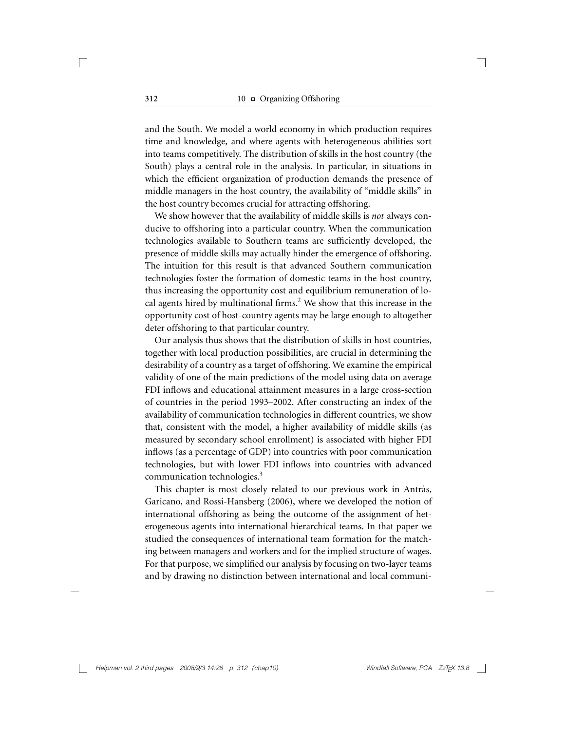and the South. We model a world economy in which production requires time and knowledge, and where agents with heterogeneous abilities sort into teams competitively. The distribution of skills in the host country (the South) plays a central role in the analysis. In particular, in situations in which the efficient organization of production demands the presence of middle managers in the host country, the availability of "middle skills" in the host country becomes crucial for attracting offshoring.

We show however that the availability of middle skills is *not* always conducive to offshoring into a particular country. When the communication technologies available to Southern teams are sufficiently developed, the presence of middle skills may actually hinder the emergence of offshoring. The intuition for this result is that advanced Southern communication technologies foster the formation of domestic teams in the host country, thus increasing the opportunity cost and equilibrium remuneration of local agents hired by multinational firms.[2] We show that this increase in the opportunity cost of host-country agents may be large enough to altogether deter offshoring to that particular country.

Our analysis thus shows that the distribution of skills in host countries, together with local production possibilities, are crucial in determining the desirability of a country as a target of offshoring. We examine the empirical validity of one of the main predictions of the model using data on average FDI inflows and educational attainment measures in a large cross-section of countries in the period 1993–2002. After constructing an index of the availability of communication technologies in different countries, we show that, consistent with the model, a higher availability of middle skills (as measured by secondary school enrollment) is associated with higher FDI inflows (as a percentage of GDP) into countries with poor communication technologies, but with lower FDI inflows into countries with advanced communication technologies.[3]

This chapter is most closely related to our previous work in Antràs, Garicano, and Rossi-Hansberg (2006), where we developed the notion of international offshoring as being the outcome of the assignment of heterogeneous agents into international hierarchical teams. In that paper we studied the consequences of international team formation for the matching between managers and workers and for the implied structure of wages. For that purpose, we simplified our analysis by focusing on two-layer teams and by drawing no distinction between international and local communi-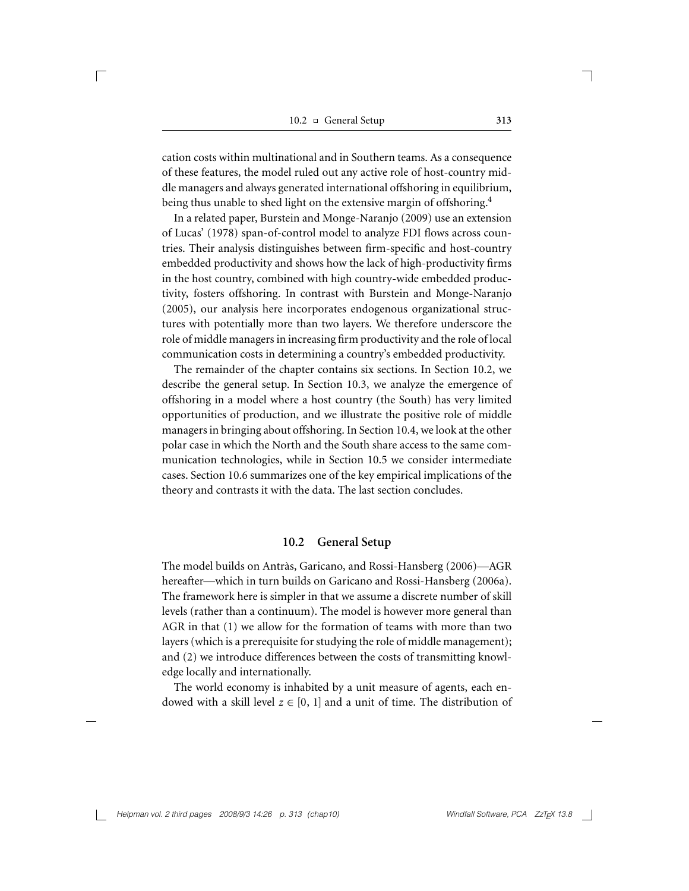cation costs within multinational and in Southern teams. As a consequence of these features, the model ruled out any active role of host-country middle managers and always generated international offshoring in equilibrium, being thus unable to shed light on the extensive margin of offshoring.[4]

In a related paper, Burstein and Monge-Naranjo (2009) use an extension of Lucas' (1978) span-of-control model to analyze FDI flows across countries. Their analysis distinguishes between firm-specific and host-country embedded productivity and shows how the lack of high-productivity firms in the host country, combined with high country-wide embedded productivity, fosters offshoring. In contrast with Burstein and Monge-Naranjo (2005), our analysis here incorporates endogenous organizational structures with potentially more than two layers. We therefore underscore the role of middle managers in increasing firm productivity and the role of local communication costs in determining a country's embedded productivity.

The remainder of the chapter contains six sections. In Section 10.2, we describe the general setup. In Section 10.3, we analyze the emergence of offshoring in a model where a host country (the South) has very limited opportunities of production, and we illustrate the positive role of middle managers in bringing about offshoring. In Section 10.4, we look at the other polar case in which the North and the South share access to the same communication technologies, while in Section 10.5 we consider intermediate cases. Section 10.6 summarizes one of the key empirical implications of the theory and contrasts it with the data. The last section concludes.

## 10.2 General Setup

The model builds on Antràs, Garicano, and Rossi-Hansberg (2006)—AGR hereafter—which in turn builds on Garicano and Rossi-Hansberg (2006a). The framework here is simpler in that we assume a discrete number of skill levels (rather than a continuum). The model is however more general than AGR in that (1) we allow for the formation of teams with more than two layers (which is a prerequisite for studying the role of middle management); and (2) we introduce differences between the costs of transmitting knowledge locally and internationally.

The world economy is inhabited by a unit measure of agents, each endowed with a skill level $z \in [0, 1]$ and a unit of time. The distribution of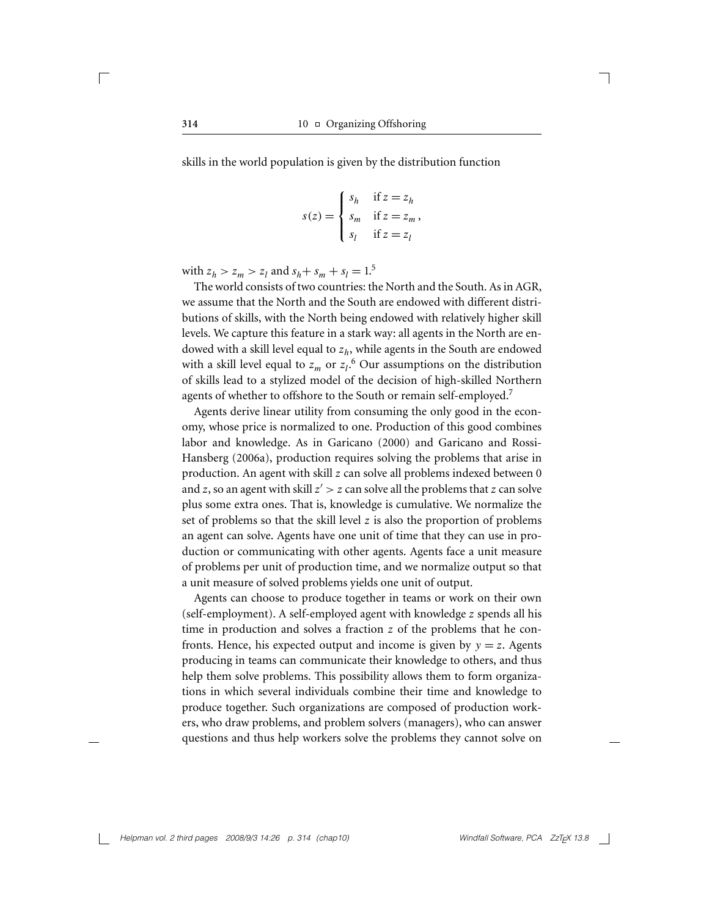skills in the world population is given by the distribution function

$$s(z) = \begin{cases} s_h & \text{if } z = z_h \\ s_m & \text{if } z = z_m \\ s_l & \text{if } z = z_l \end{cases},$$

with $z_h > z_m > z_l$ and $s_h + s_m + s_l = 1$.[5]

The world consists of two countries: the North and the South. As in AGR, we assume that the North and the South are endowed with different distributions of skills, with the North being endowed with relatively higher skill levels. We capture this feature in a stark way: all agents in the North are endowed with a skill level equal to $z_h$, while agents in the South are endowed with a skill level equal to $z_m$ or $z_l$.[6] Our assumptions on the distribution of skills lead to a stylized model of the decision of high-skilled Northern agents of whether to offshore to the South or remain self-employed.[7]

Agents derive linear utility from consuming the only good in the economy, whose price is normalized to one. Production of this good combines labor and knowledge. As in Garicano (2000) and Garicano and Rossi-Hansberg (2006a), production requires solving the problems that arise in production. An agent with skill $z$ can solve all problems indexed between 0 and $z$, so an agent with skill $z' > z$ can solve all the problems that $z$ can solve plus some extra ones. That is, knowledge is cumulative. We normalize the set of problems so that the skill level $z$ is also the proportion of problems an agent can solve. Agents have one unit of time that they can use in production or communicating with other agents. Agents face a unit measure of problems per unit of production time, and we normalize output so that a unit measure of solved problems yields one unit of output.

Agents can choose to produce together in teams or work on their own (self-employment). A self-employed agent with knowledge $z$ spends all his time in production and solves a fraction $z$ of the problems that he confronts. Hence, his expected output and income is given by $y = z$. Agents producing in teams can communicate their knowledge to others, and thus help them solve problems. This possibility allows them to form organizations in which several individuals combine their time and knowledge to produce together. Such organizations are composed of production workers, who draw problems, and problem solvers (managers), who can answer questions and thus help workers solve the problems they cannot solve on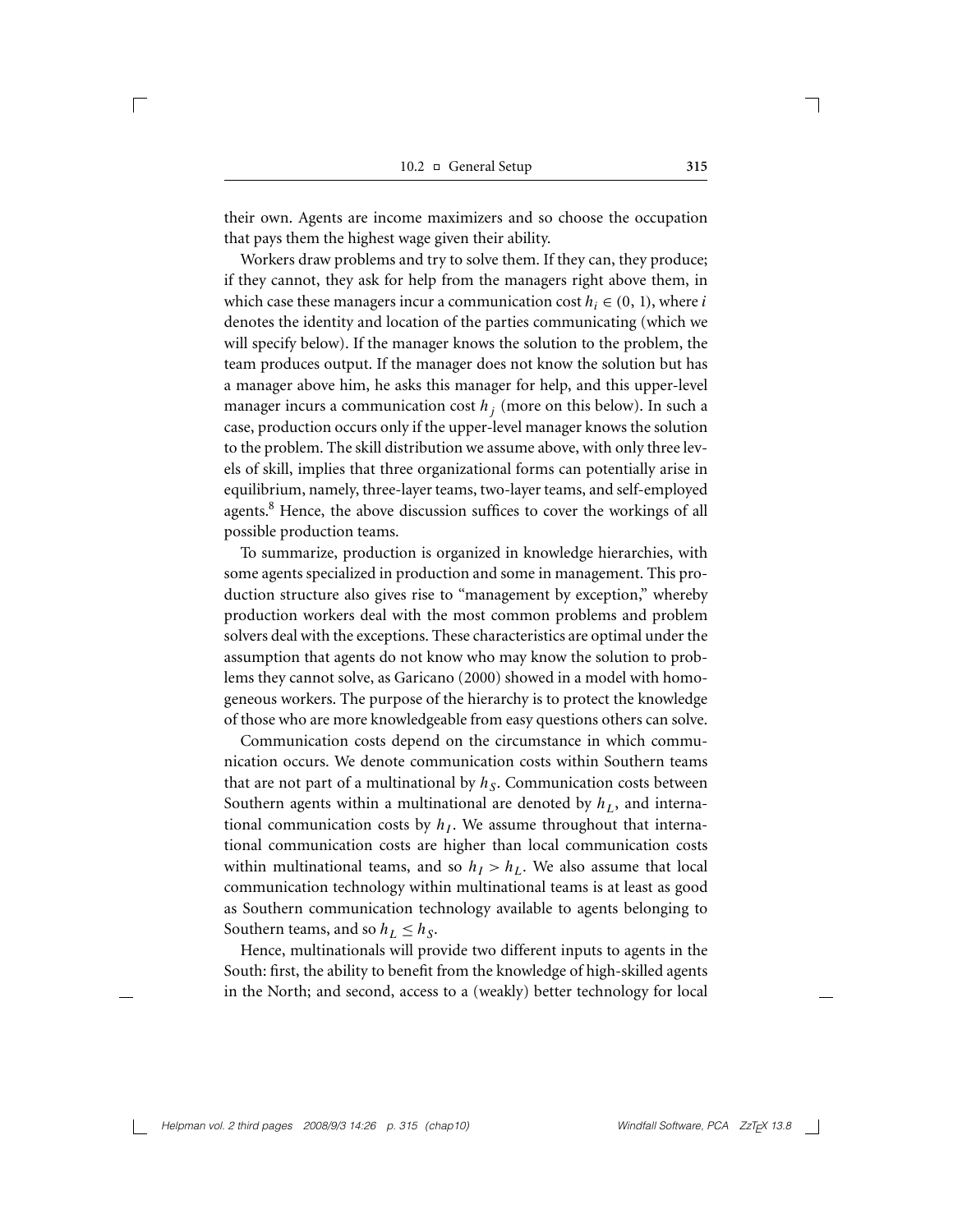their own. Agents are income maximizers and so choose the occupation that pays them the highest wage given their ability.

Workers draw problems and try to solve them. If they can, they produce; if they cannot, they ask for help from the managers right above them, in which case these managers incur a communication cost $h_i \in (0, 1)$, where $i$ denotes the identity and location of the parties communicating (which we will specify below). If the manager knows the solution to the problem, the team produces output. If the manager does not know the solution but has a manager above him, he asks this manager for help, and this upper-level manager incurs a communication cost $h_j$ (more on this below). In such a case, production occurs only if the upper-level manager knows the solution to the problem. The skill distribution we assume above, with only three levels of skill, implies that three organizational forms can potentially arise in equilibrium, namely, three-layer teams, two-layer teams, and self-employed agents.[8] Hence, the above discussion suffices to cover the workings of all possible production teams.

To summarize, production is organized in knowledge hierarchies, with some agents specialized in production and some in management. This production structure also gives rise to "management by exception," whereby production workers deal with the most common problems and problem solvers deal with the exceptions. These characteristics are optimal under the assumption that agents do not know who may know the solution to problems they cannot solve, as Garicano (2000) showed in a model with homogeneous workers. The purpose of the hierarchy is to protect the knowledge of those who are more knowledgeable from easy questions others can solve.

Communication costs depend on the circumstance in which communication occurs. We denote communication costs within Southern teams that are not part of a multinational by $h_S$. Communication costs between Southern agents within a multinational are denoted by $h_L$, and international communication costs by $h_I$. We assume throughout that international communication costs are higher than local communication costs within multinational teams, and so $h_I > h_L$. We also assume that local communication technology within multinational teams is at least as good as Southern communication technology available to agents belonging to Southern teams, and so $h_L \leq h_S$.

Hence, multinationals will provide two different inputs to agents in the South: first, the ability to benefit from the knowledge of high-skilled agents in the North; and second, access to a (weakly) better technology for local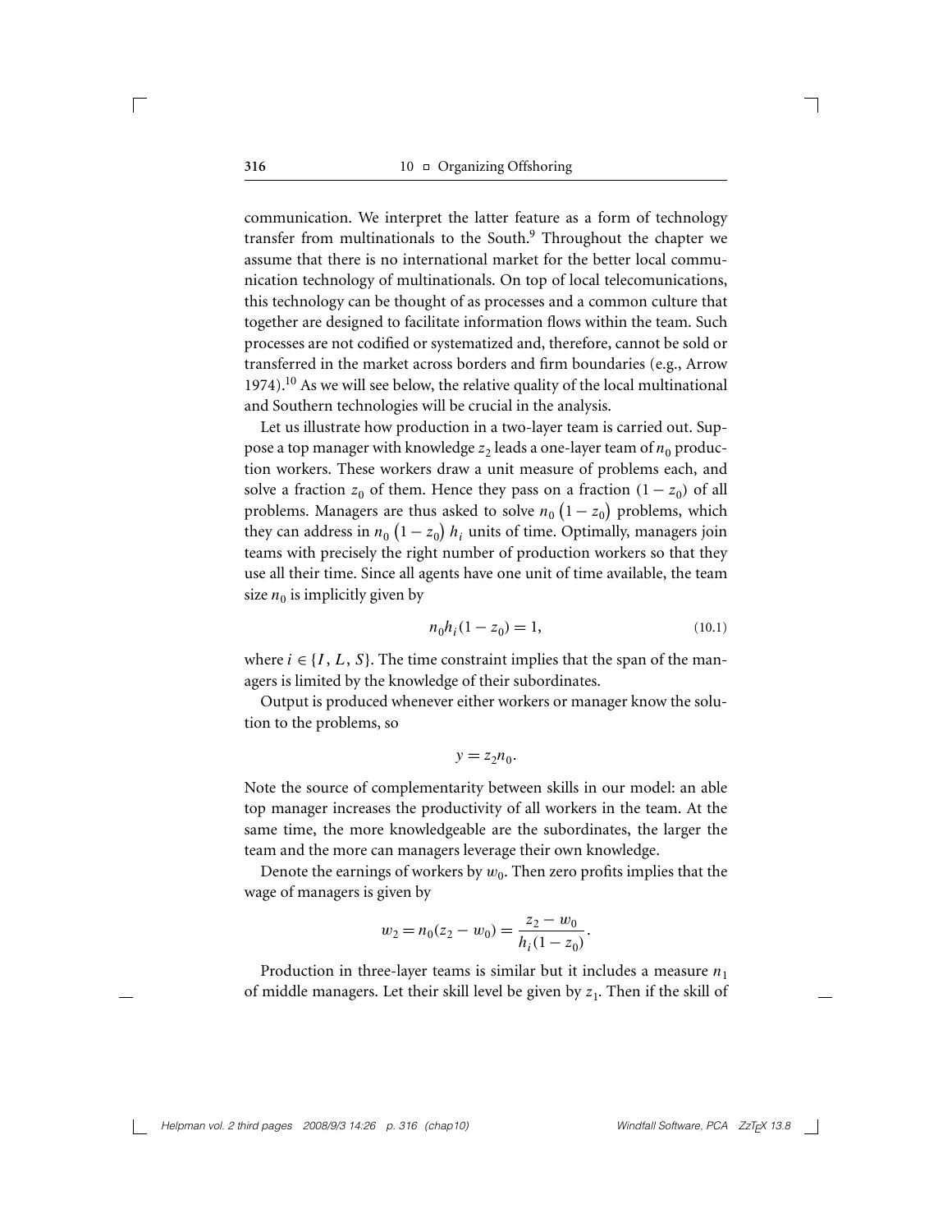communication. We interpret the latter feature as a form of technology transfer from multinationals to the South.[9] Throughout the chapter we assume that there is no international market for the better local communication technology of multinationals. On top of local telecomunications, this technology can be thought of as processes and a common culture that together are designed to facilitate information flows within the team. Such processes are not codified or systematized and, therefore, cannot be sold or transferred in the market across borders and firm boundaries (e.g., Arrow 1974).[10] As we will see below, the relative quality of the local multinational and Southern technologies will be crucial in the analysis.

Let us illustrate how production in a two-layer team is carried out. Suppose a top manager with knowledge $z_2$ leads a one-layer team of $n_0$ production workers. These workers draw a unit measure of problems each, and solve a fraction $z_0$ of them. Hence they pass on a fraction $(1 - z_0)$ of all problems. Managers are thus asked to solve $n_0 \left(1 - z_0\right)$ problems, which they can address in $n_0 \left(1 - z_0\right) h_i$ units of time. Optimally, managers join teams with precisely the right number of production workers so that they use all their time. Since all agents have one unit of time available, the team size $n_0$ is implicitly given by

$$n_0 h_i (1 - z_0) = 1, \tag{10.1}$$

where $i \in \{I, L, S\}$. The time constraint implies that the span of the managers is limited by the knowledge of their subordinates.

Output is produced whenever either workers or manager know the solution to the problems, so

$$y = z_2 n_0.$$

Note the source of complementarity between skills in our model: an able top manager increases the productivity of all workers in the team. At the same time, the more knowledgeable are the subordinates, the larger the team and the more can managers leverage their own knowledge.

Denote the earnings of workers by $w_0$. Then zero profits implies that the wage of managers is given by

$$w_2 = n_0 (z_2 - w_0) = \frac{z_2 - w_0}{h_i (1 - z_0)}.$$

Production in three-layer teams is similar but it includes a measure $n_1$ of middle managers. Let their skill level be given by $z_1$. Then if the skill of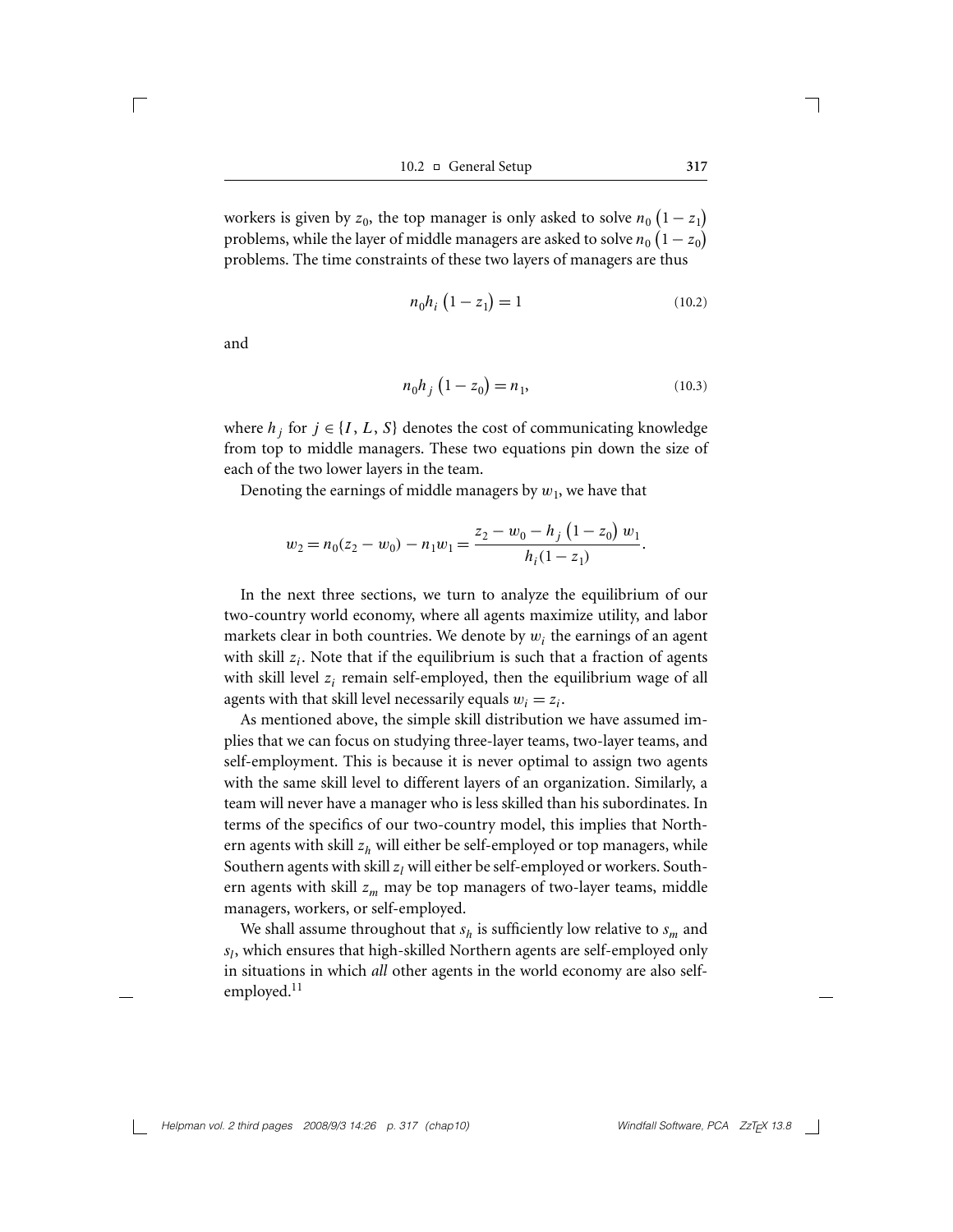workers is given by $z_0$, the top manager is only asked to solve $n_0\left(1-z_1\right)$ problems, while the layer of middle managers are asked to solve $n_0\left(1-z_0\right)$ problems. The time constraints of these two layers of managers are thus

$$n_0 h_i\left(1-z_1\right)=1 \tag{10.2}$$

and

$$n_0 h_j\left(1-z_0\right)=n_1, \tag{10.3}$$

where $h_j$ for $j \in \{I, L, S\}$ denotes the cost of communicating knowledge from top to middle managers. These two equations pin down the size of each of the two lower layers in the team.

Denoting the earnings of middle managers by $w_1$, we have that

$$w_2 = n_0(z_2 - w_0) - n_1 w_1 = \frac{z_2 - w_0 - h_j\left(1-z_0\right)w_1}{h_i(1-z_1)}.$$

In the next three sections, we turn to analyze the equilibrium of our two-country world economy, where all agents maximize utility, and labor markets clear in both countries. We denote by $w_i$ the earnings of an agent with skill $z_i$. Note that if the equilibrium is such that a fraction of agents with skill level $z_i$ remain self-employed, then the equilibrium wage of all agents with that skill level necessarily equals $w_i = z_i$.

As mentioned above, the simple skill distribution we have assumed implies that we can focus on studying three-layer teams, two-layer teams, and self-employment. This is because it is never optimal to assign two agents with the same skill level to different layers of an organization. Similarly, a team will never have a manager who is less skilled than his subordinates. In terms of the specifics of our two-country model, this implies that Northern agents with skill $z_h$ will either be self-employed or top managers, while Southern agents with skill $z_l$ will either be self-employed or workers. Southern agents with skill $z_m$ may be top managers of two-layer teams, middle managers, workers, or self-employed.

We shall assume throughout that $s_h$ is sufficiently low relative to $s_m$ and $s_l$, which ensures that high-skilled Northern agents are self-employed only in situations in which *all* other agents in the world economy are also self-employed.[11]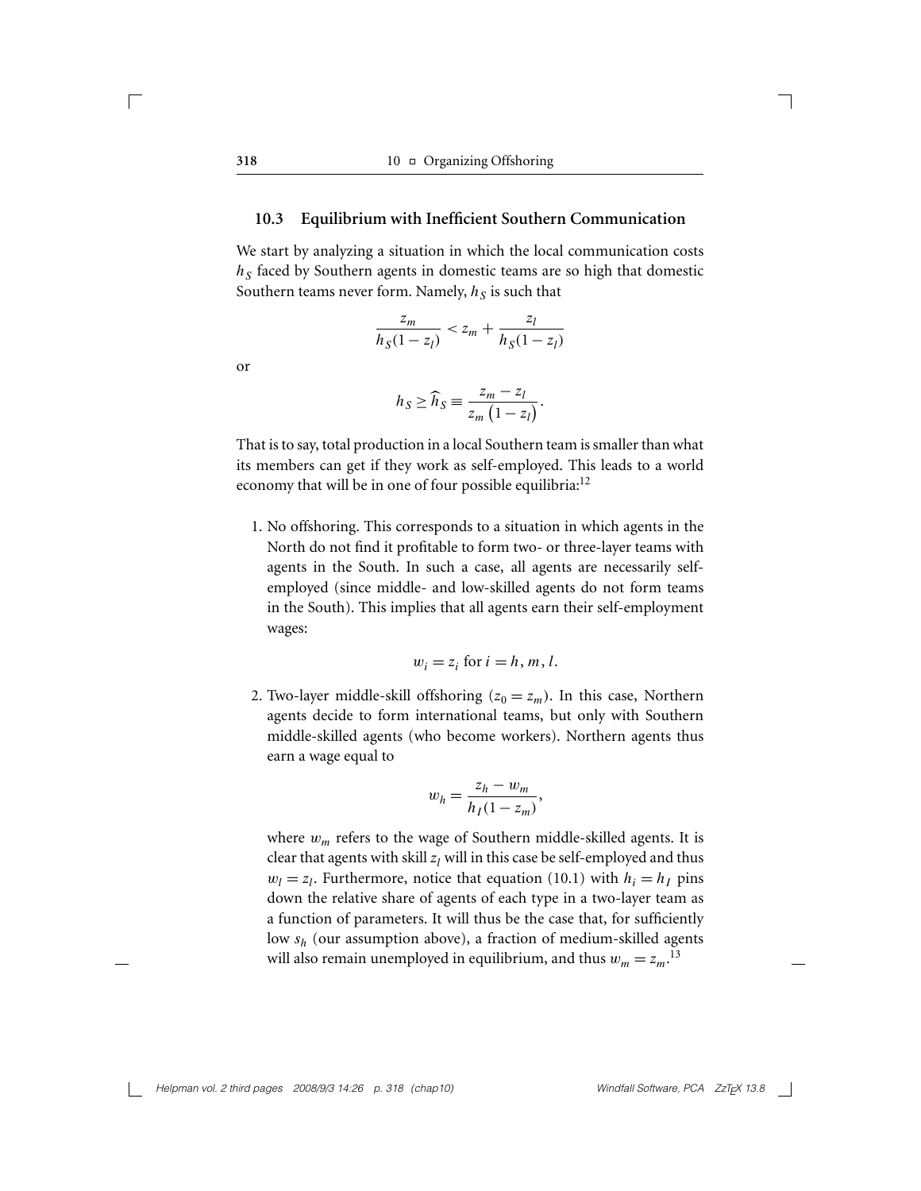## 10.3 Equilibrium with Inefficient Southern Communication

We start by analyzing a situation in which the local communication costs $h_S$ faced by Southern agents in domestic teams are so high that domestic Southern teams never form. Namely, $h_S$ is such that

$$\frac{z_m}{h_S(1-z_l)} < z_m + \frac{z_l}{h_S(1-z_l)}$$

or

$$h_S \geq \widehat{h}_S \equiv \frac{z_m - z_l}{z_m\left(1-z_l\right)}.$$

That is to say, total production in a local Southern team is smaller than what its members can get if they work as self-employed. This leads to a world economy that will be in one of four possible equilibria:[12]

1. No offshoring. This corresponds to a situation in which agents in the North do not find it profitable to form two- or three-layer teams with agents in the South. In such a case, all agents are necessarily self-employed (since middle- and low-skilled agents do not form teams in the South). This implies that all agents earn their self-employment wages:

$$w_i = z_i \text{ for } i = h, m, l.$$

2. Two-layer middle-skill offshoring ($z_0 = z_m$). In this case, Northern agents decide to form international teams, but only with Southern middle-skilled agents (who become workers). Northern agents thus earn a wage equal to

$$w_h = \frac{z_h - w_m}{h_I(1-z_m)},$$

where $w_m$ refers to the wage of Southern middle-skilled agents. It is clear that agents with skill $z_l$ will in this case be self-employed and thus $w_l = z_l$. Furthermore, notice that equation (10.1) with $h_i = h_I$ pins down the relative share of agents of each type in a two-layer team as a function of parameters. It will thus be the case that, for sufficiently low $s_h$ (our assumption above), a fraction of medium-skilled agents will also remain unemployed in equilibrium, and thus $w_m = z_m$.[13]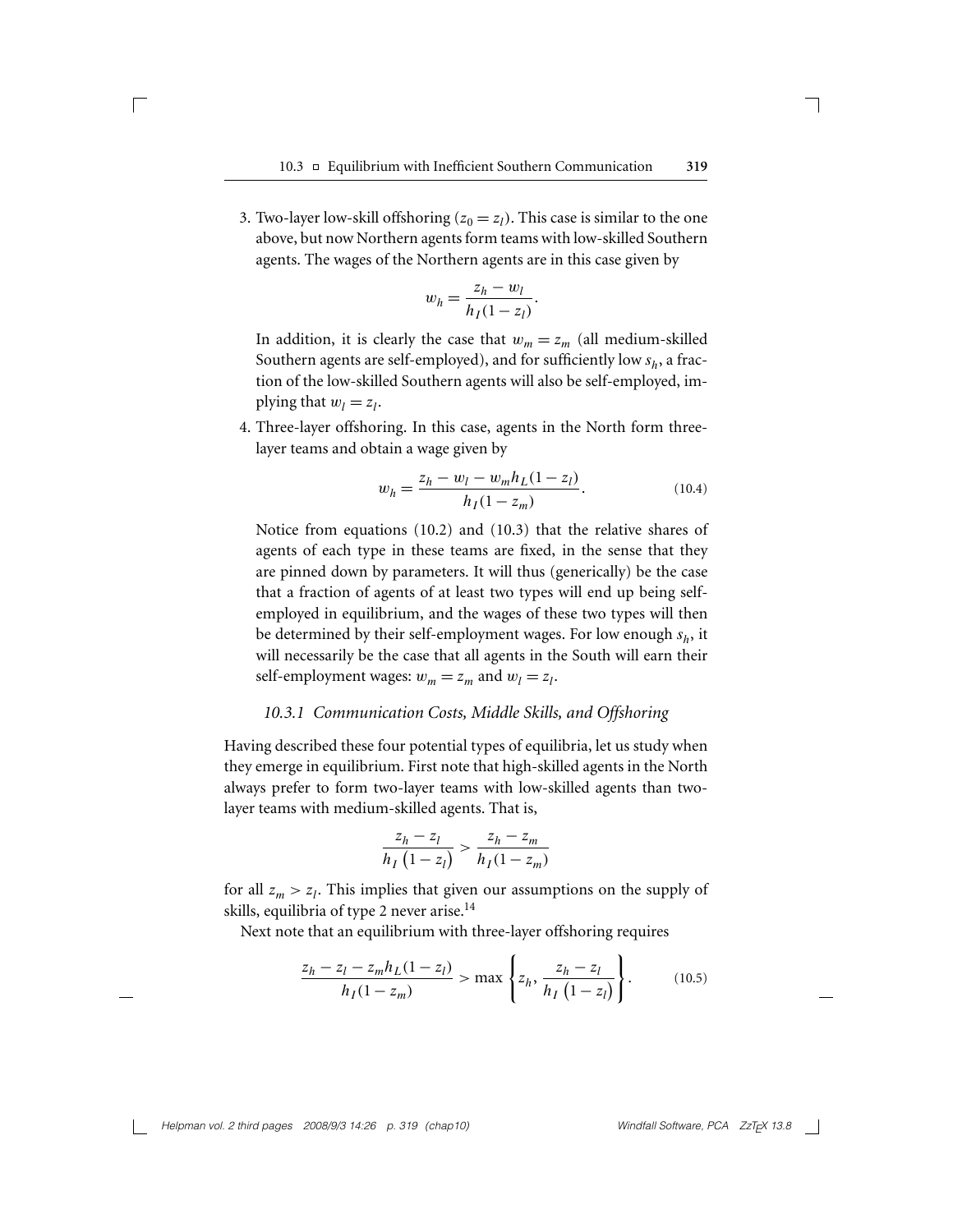3. Two-layer low-skill offshoring ($z_0 = z_l$). This case is similar to the one above, but now Northern agents form teams with low-skilled Southern agents. The wages of the Northern agents are in this case given by

$$w_h = \frac{z_h - w_l}{h_I(1 - z_l)}.$$

In addition, it is clearly the case that $w_m = z_m$ (all medium-skilled Southern agents are self-employed), and for sufficiently low $s_h$, a fraction of the low-skilled Southern agents will also be self-employed, implying that $w_l = z_l$.

4. Three-layer offshoring. In this case, agents in the North form three-layer teams and obtain a wage given by

$$w_h = \frac{z_h - w_l - w_m h_L(1 - z_l)}{h_I(1 - z_m)}. \tag{10.4}$$

Notice from equations (10.2) and (10.3) that the relative shares of agents of each type in these teams are fixed, in the sense that they are pinned down by parameters. It will thus (generically) be the case that a fraction of agents of at least two types will end up being self-employed in equilibrium, and the wages of these two types will then be determined by their self-employment wages. For low enough $s_h$, it will necessarily be the case that all agents in the South will earn their self-employment wages: $w_m = z_m$ and $w_l = z_l$.

### *10.3.1 Communication Costs, Middle Skills, and Offshoring*

Having described these four potential types of equilibria, let us study when they emerge in equilibrium. First note that high-skilled agents in the North always prefer to form two-layer teams with low-skilled agents than two-layer teams with medium-skilled agents. That is,

$$\frac{z_h - z_l}{h_I\left(1 - z_l\right)} > \frac{z_h - z_m}{h_I(1 - z_m)}$$

for all $z_m > z_l$. This implies that given our assumptions on the supply of skills, equilibria of type 2 never arise.[14]

Next note that an equilibrium with three-layer offshoring requires

$$\frac{z_h - z_l - z_m h_L(1 - z_l)}{h_I(1 - z_m)} > \max\left\{z_h, \frac{z_h - z_l}{h_I\left(1 - z_l\right)}\right\}. \tag{10.5}$$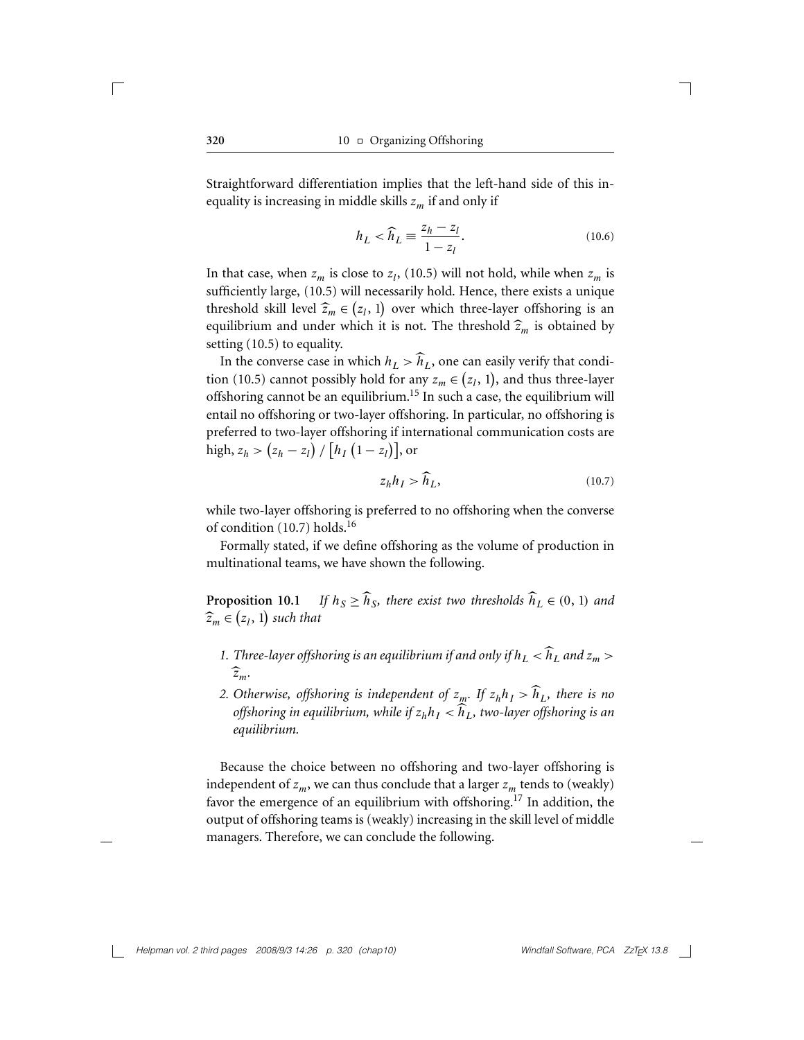Straightforward differentiation implies that the left-hand side of this inequality is increasing in middle skills $z_m$ if and only if

$$h_L < \widehat{h}_L \equiv \frac{z_h - z_l}{1 - z_l}. \tag{10.6}$$

In that case, when $z_m$ is close to $z_l$, (10.5) will not hold, while when $z_m$ is sufficiently large, (10.5) will necessarily hold. Hence, there exists a unique threshold skill level $\widehat{z}_m \in (z_l, 1)$ over which three-layer offshoring is an equilibrium and under which it is not. The threshold $\widehat{z}_m$ is obtained by setting (10.5) to equality.

In the converse case in which $h_L > \widehat{h}_L$, one can easily verify that condition (10.5) cannot possibly hold for any $z_m \in (z_l, 1)$, and thus three-layer offshoring cannot be an equilibrium.[15] In such a case, the equilibrium will entail no offshoring or two-layer offshoring. In particular, no offshoring is preferred to two-layer offshoring if international communication costs are high, $z_h > (z_h - z_l) / [h_I (1 - z_l)]$, or

$$z_h h_I > \widehat{h}_L, \tag{10.7}$$

while two-layer offshoring is preferred to no offshoring when the converse of condition (10.7) holds.[16]

Formally stated, if we define offshoring as the volume of production in multinational teams, we have shown the following.

**Proposition 10.1** *If $h_S \geq \widehat{h}_S$, there exist two thresholds $\widehat{h}_L \in (0, 1)$ and $\widehat{z}_m \in (z_l, 1)$ such that*

1. *Three-layer offshoring is an equilibrium if and only if $h_L < \widehat{h}_L$ and $z_m > \widehat{z}_m$.*
2. *Otherwise, offshoring is independent of $z_m$. If $z_h h_I > \widehat{h}_L$, there is no offshoring in equilibrium, while if $z_h h_I < \widehat{h}_L$, two-layer offshoring is an equilibrium.*

Because the choice between no offshoring and two-layer offshoring is independent of $z_m$, we can thus conclude that a larger $z_m$ tends to (weakly) favor the emergence of an equilibrium with offshoring.[17] In addition, the output of offshoring teams is (weakly) increasing in the skill level of middle managers. Therefore, we can conclude the following.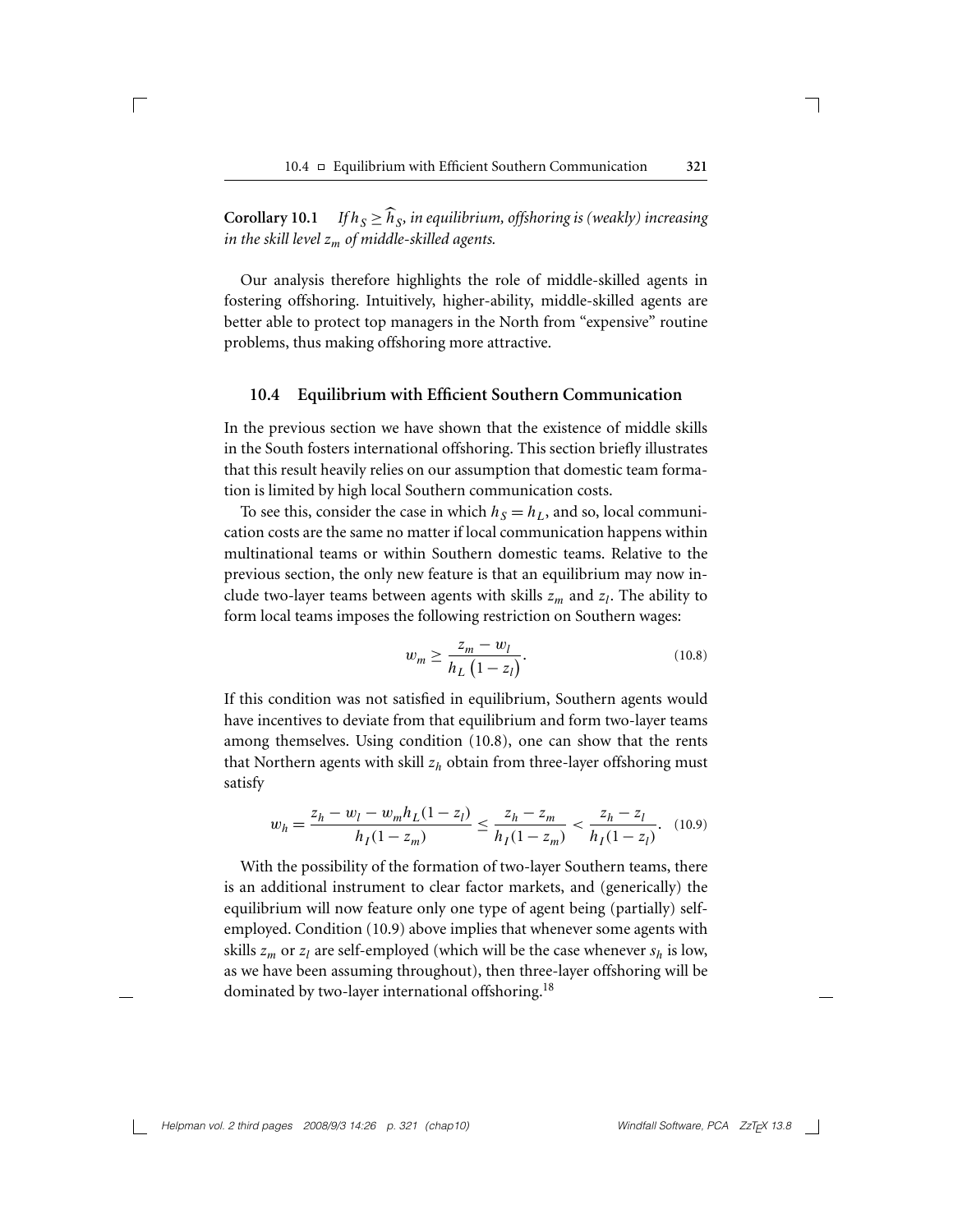**Corollary 10.1** *If $h_S \geq \widehat{h}_S$, in equilibrium, offshoring is (weakly) increasing in the skill level $z_m$ of middle-skilled agents.*

Our analysis therefore highlights the role of middle-skilled agents in fostering offshoring. Intuitively, higher-ability, middle-skilled agents are better able to protect top managers in the North from "expensive" routine problems, thus making offshoring more attractive.

## 10.4 Equilibrium with Efficient Southern Communication

In the previous section we have shown that the existence of middle skills in the South fosters international offshoring. This section briefly illustrates that this result heavily relies on our assumption that domestic team formation is limited by high local Southern communication costs.

To see this, consider the case in which $h_S = h_L$, and so, local communication costs are the same no matter if local communication happens within multinational teams or within Southern domestic teams. Relative to the previous section, the only new feature is that an equilibrium may now include two-layer teams between agents with skills $z_m$ and $z_l$. The ability to form local teams imposes the following restriction on Southern wages:

$$w_m \geq \frac{z_m - w_l}{h_L \left(1 - z_l\right)}. \tag{10.8}$$

If this condition was not satisfied in equilibrium, Southern agents would have incentives to deviate from that equilibrium and form two-layer teams among themselves. Using condition (10.8), one can show that the rents that Northern agents with skill $z_h$ obtain from three-layer offshoring must satisfy

$$w_h = \frac{z_h - w_l - w_m h_L (1 - z_l)}{h_I (1 - z_m)} \leq \frac{z_h - z_m}{h_I (1 - z_m)} < \frac{z_h - z_l}{h_I (1 - z_l)}. \tag{10.9}$$

With the possibility of the formation of two-layer Southern teams, there is an additional instrument to clear factor markets, and (generically) the equilibrium will now feature only one type of agent being (partially) self-employed. Condition (10.9) above implies that whenever some agents with skills $z_m$ or $z_l$ are self-employed (which will be the case whenever $s_h$ is low, as we have been assuming throughout), then three-layer offshoring will be dominated by two-layer international offshoring.[18]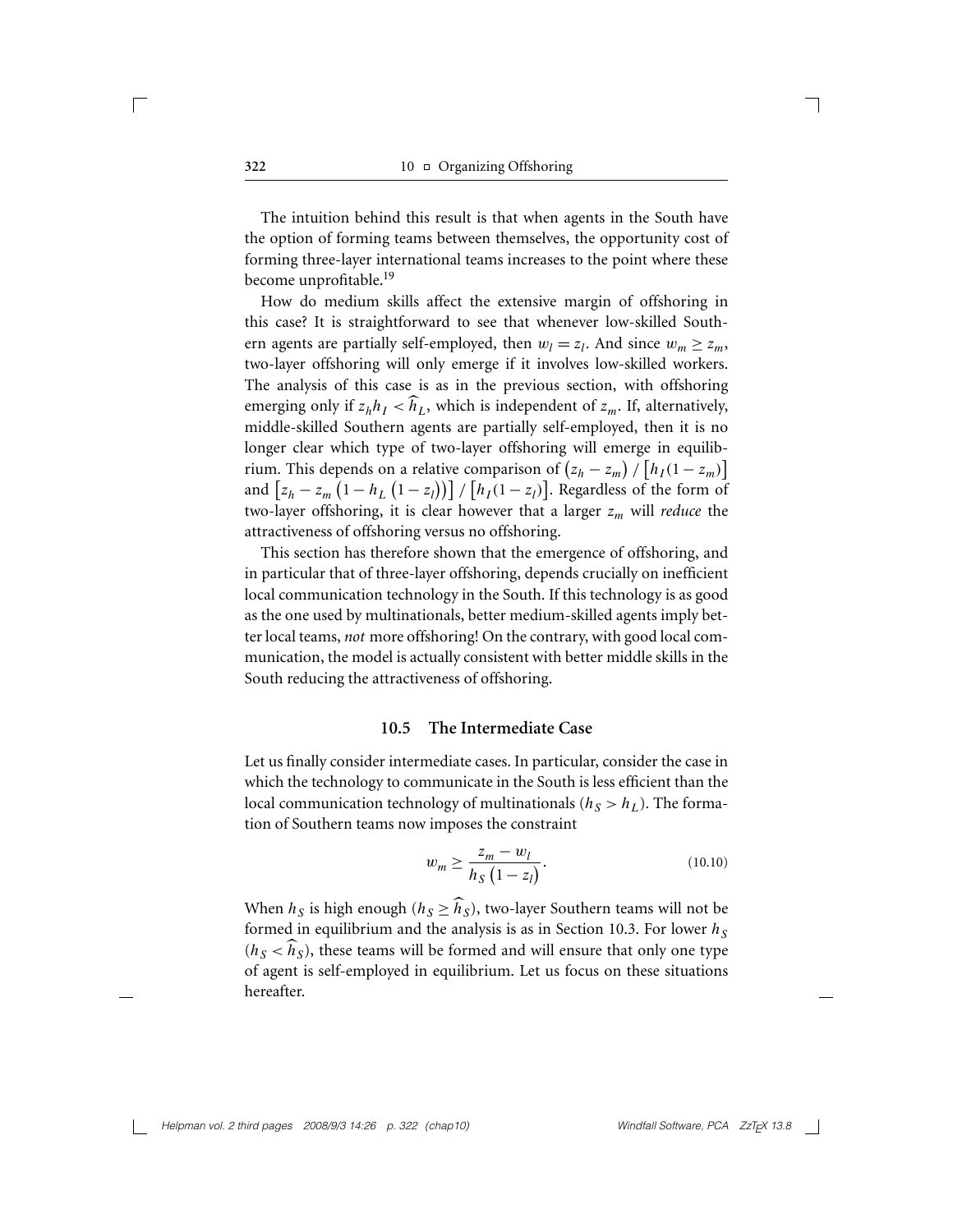The intuition behind this result is that when agents in the South have the option of forming teams between themselves, the opportunity cost of forming three-layer international teams increases to the point where these become unprofitable.[19]

How do medium skills affect the extensive margin of offshoring in this case? It is straightforward to see that whenever low-skilled Southern agents are partially self-employed, then $w_l = z_l$. And since $w_m \geq z_m$, two-layer offshoring will only emerge if it involves low-skilled workers. The analysis of this case is as in the previous section, with offshoring emerging only if $z_h h_I < \widehat{h}_L$, which is independent of $z_m$. If, alternatively, middle-skilled Southern agents are partially self-employed, then it is no longer clear which type of two-layer offshoring will emerge in equilibrium. This depends on a relative comparison of $\left(z_h - z_m\right) / \left[h_I(1 - z_m)\right]$ and $\left[z_h - z_m\left(1 - h_L\left(1 - z_l\right)\right)\right] / \left[h_I(1 - z_l)\right]$. Regardless of the form of two-layer offshoring, it is clear however that a larger $z_m$ will *reduce* the attractiveness of offshoring versus no offshoring.

This section has therefore shown that the emergence of offshoring, and in particular that of three-layer offshoring, depends crucially on inefficient local communication technology in the South. If this technology is as good as the one used by multinationals, better medium-skilled agents imply better local teams, *not* more offshoring! On the contrary, with good local communication, the model is actually consistent with better middle skills in the South reducing the attractiveness of offshoring.

## 10.5 The Intermediate Case

Let us finally consider intermediate cases. In particular, consider the case in which the technology to communicate in the South is less efficient than the local communication technology of multinationals ($h_S > h_L$). The formation of Southern teams now imposes the constraint

$$w_m \geq \frac{z_m - w_l}{h_S\left(1 - z_l\right)}. \tag{10.10}$$

When $h_S$ is high enough ($h_S \geq \widehat{h}_S$), two-layer Southern teams will not be formed in equilibrium and the analysis is as in Section 10.3. For lower $h_S$ ($h_S < \widehat{h}_S$), these teams will be formed and will ensure that only one type of agent is self-employed in equilibrium. Let us focus on these situations hereafter.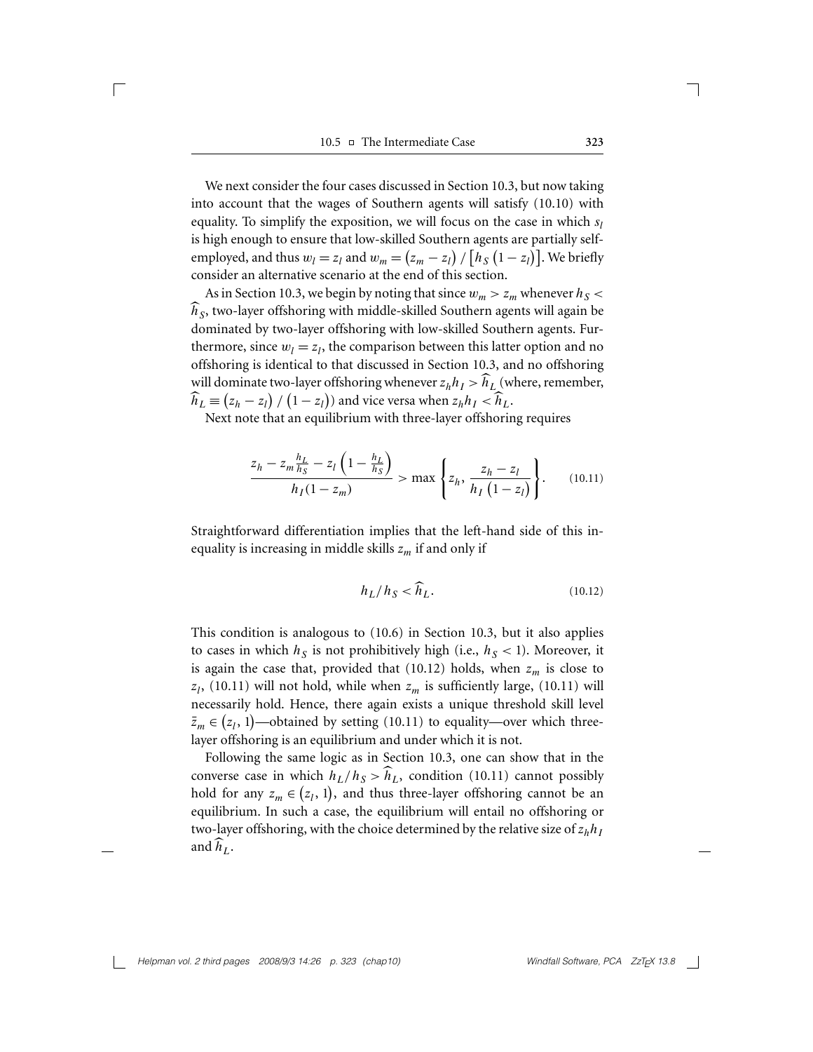We next consider the four cases discussed in Section 10.3, but now taking into account that the wages of Southern agents will satisfy (10.10) with equality. To simplify the exposition, we will focus on the case in which $s_l$ is high enough to ensure that low-skilled Southern agents are partially self-employed, and thus $w_l = z_l$ and $w_m = \left(z_m - z_l\right) / \left[h_S \left(1 - z_l\right)\right]$. We briefly consider an alternative scenario at the end of this section.

As in Section 10.3, we begin by noting that since $w_m > z_m$ whenever $h_S < \widehat{h}_S$, two-layer offshoring with middle-skilled Southern agents will again be dominated by two-layer offshoring with low-skilled Southern agents. Furthermore, since $w_l = z_l$, the comparison between this latter option and no offshoring is identical to that discussed in Section 10.3, and no offshoring will dominate two-layer offshoring whenever $z_h h_I > \widehat{h}_L$ (where, remember, $\widehat{h}_L \equiv \left(z_h - z_l\right) / \left(1 - z_l\right)$) and vice versa when $z_h h_I < \widehat{h}_L$.

Next note that an equilibrium with three-layer offshoring requires

$$\frac{z_h - z_m \frac{h_L}{h_S} - z_l \left(1 - \frac{h_L}{h_S}\right)}{h_I(1 - z_m)} > \max\left\{z_h, \frac{z_h - z_l}{h_I\left(1 - z_l\right)}\right\}. \tag{10.11}$$

Straightforward differentiation implies that the left-hand side of this inequality is increasing in middle skills $z_m$ if and only if

$$h_L / h_S < \widehat{h}_L. \tag{10.12}$$

This condition is analogous to (10.6) in Section 10.3, but it also applies to cases in which $h_S$ is not prohibitively high (i.e., $h_S < 1$). Moreover, it is again the case that, provided that (10.12) holds, when $z_m$ is close to $z_l$, (10.11) will not hold, while when $z_m$ is sufficiently large, (10.11) will necessarily hold. Hence, there again exists a unique threshold skill level $\bar{z}_m \in \left(z_l, 1\right)$—obtained by setting (10.11) to equality—over which three-layer offshoring is an equilibrium and under which it is not.

Following the same logic as in Section 10.3, one can show that in the converse case in which $h_L / h_S > \widehat{h}_L$, condition (10.11) cannot possibly hold for any $z_m \in \left(z_l, 1\right)$, and thus three-layer offshoring cannot be an equilibrium. In such a case, the equilibrium will entail no offshoring or two-layer offshoring, with the choice determined by the relative size of $z_h h_I$ and $\widehat{h}_L$.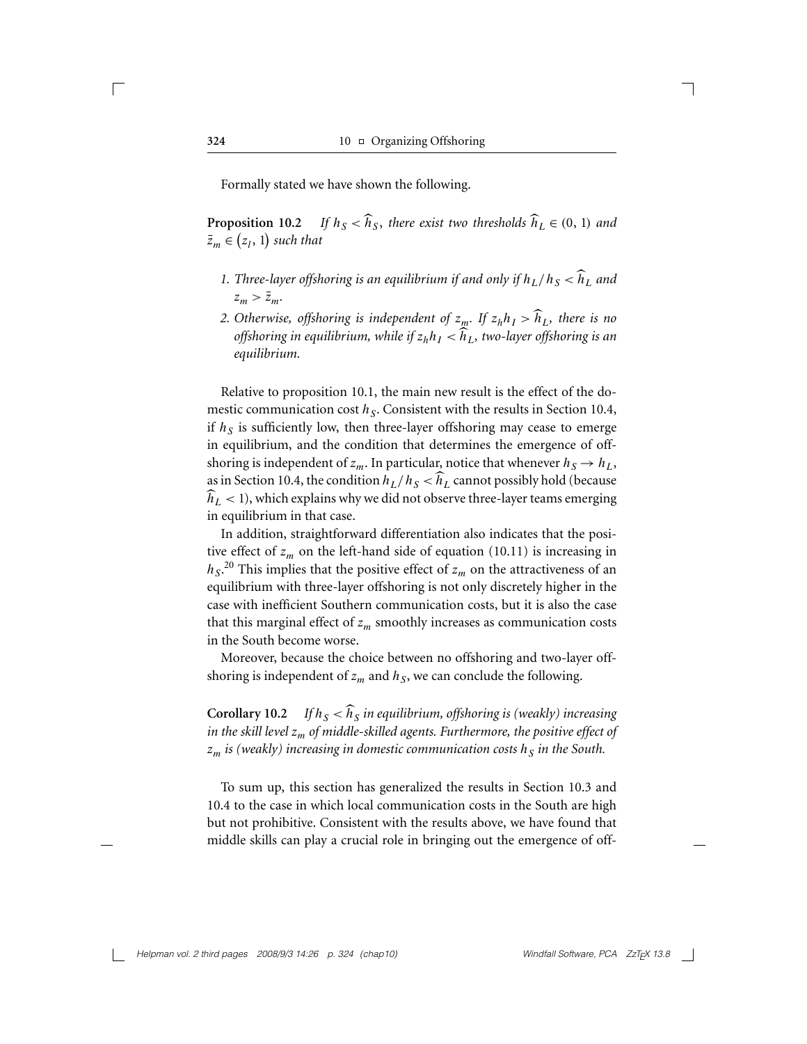Formally stated we have shown the following.

**Proposition 10.2** *If $h_S < \widehat{h}_S$, there exist two thresholds $\widehat{h}_L \in (0, 1)$ and $\bar{z}_m \in (z_l, 1)$ such that*

1. *Three-layer offshoring is an equilibrium if and only if $h_L / h_S < \widehat{h}_L$ and $z_m > \bar{z}_m$.*
2. *Otherwise, offshoring is independent of $z_m$. If $z_h h_I > \widehat{h}_L$, there is no offshoring in equilibrium, while if $z_h h_I < \widehat{h}_L$, two-layer offshoring is an equilibrium.*

Relative to proposition 10.1, the main new result is the effect of the domestic communication cost $h_S$. Consistent with the results in Section 10.4, if $h_S$ is sufficiently low, then three-layer offshoring may cease to emerge in equilibrium, and the condition that determines the emergence of offshoring is independent of $z_m$. In particular, notice that whenever $h_S \rightarrow h_L$, as in Section 10.4, the condition $h_L / h_S < \widehat{h}_L$ cannot possibly hold (because $\widehat{h}_L < 1$), which explains why we did not observe three-layer teams emerging in equilibrium in that case.

In addition, straightforward differentiation also indicates that the positive effect of $z_m$ on the left-hand side of equation (10.11) is increasing in $h_S$.[20] This implies that the positive effect of $z_m$ on the attractiveness of an equilibrium with three-layer offshoring is not only discretely higher in the case with inefficient Southern communication costs, but it is also the case that this marginal effect of $z_m$ smoothly increases as communication costs in the South become worse.

Moreover, because the choice between no offshoring and two-layer offshoring is independent of $z_m$ and $h_S$, we can conclude the following.

**Corollary 10.2** *If $h_S < \widehat{h}_S$ in equilibrium, offshoring is (weakly) increasing in the skill level $z_m$ of middle-skilled agents. Furthermore, the positive effect of $z_m$ is (weakly) increasing in domestic communication costs $h_S$ in the South.*

To sum up, this section has generalized the results in Section 10.3 and 10.4 to the case in which local communication costs in the South are high but not prohibitive. Consistent with the results above, we have found that middle skills can play a crucial role in bringing out the emergence of off-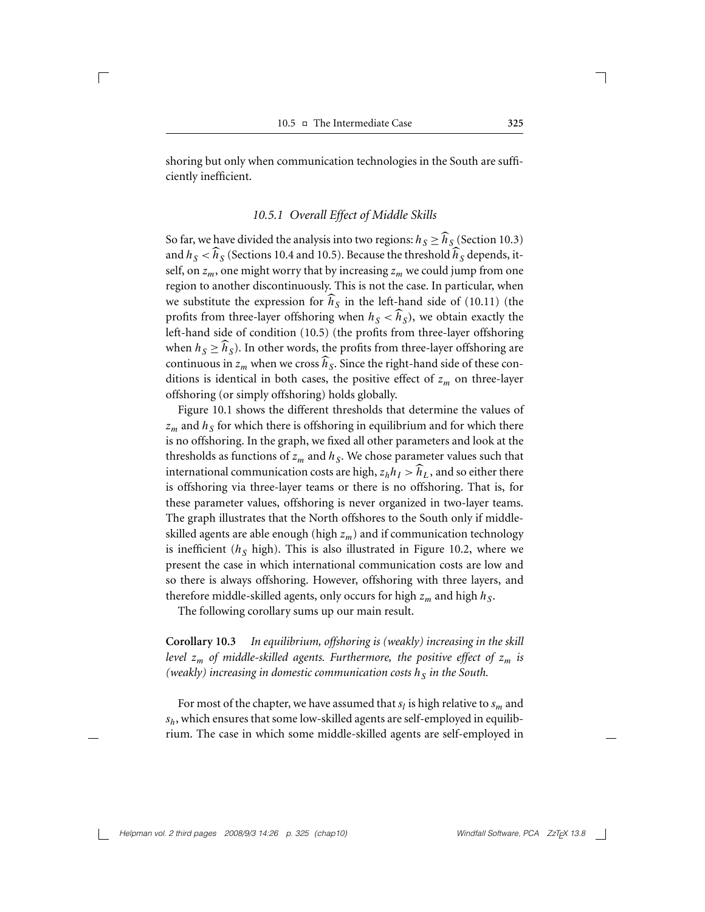shoring but only when communication technologies in the South are sufficiently inefficient.

### 10.5.1 *Overall Effect of Middle Skills*

So far, we have divided the analysis into two regions: $h_S \geq \widehat{h}_S$ (Section 10.3) and $h_S < \widehat{h}_S$ (Sections 10.4 and 10.5). Because the threshold $\widehat{h}_S$ depends, itself, on $z_m$, one might worry that by increasing $z_m$ we could jump from one region to another discontinuously. This is not the case. In particular, when we substitute the expression for $\widehat{h}_S$ in the left-hand side of (10.11) (the profits from three-layer offshoring when $h_S < \widehat{h}_S$), we obtain exactly the left-hand side of condition (10.5) (the profits from three-layer offshoring when $h_S \geq \widehat{h}_S$). In other words, the profits from three-layer offshoring are continuous in $z_m$ when we cross $\widehat{h}_S$. Since the right-hand side of these conditions is identical in both cases, the positive effect of $z_m$ on three-layer offshoring (or simply offshoring) holds globally.

Figure 10.1 shows the different thresholds that determine the values of $z_m$ and $h_S$ for which there is offshoring in equilibrium and for which there is no offshoring. In the graph, we fixed all other parameters and look at the thresholds as functions of $z_m$ and $h_S$. We chose parameter values such that international communication costs are high, $z_h h_I > \widehat{h}_L$, and so either there is offshoring via three-layer teams or there is no offshoring. That is, for these parameter values, offshoring is never organized in two-layer teams. The graph illustrates that the North offshores to the South only if middle-skilled agents are able enough (high $z_m$) and if communication technology is inefficient ($h_S$ high). This is also illustrated in Figure 10.2, where we present the case in which international communication costs are low and so there is always offshoring. However, offshoring with three layers, and therefore middle-skilled agents, only occurs for high $z_m$ and high $h_S$.

The following corollary sums up our main result.

**Corollary 10.3** *In equilibrium, offshoring is (weakly) increasing in the skill level $z_m$ of middle-skilled agents. Furthermore, the positive effect of $z_m$ is (weakly) increasing in domestic communication costs $h_S$ in the South.*

For most of the chapter, we have assumed that $s_l$ is high relative to $s_m$ and $s_h$, which ensures that some low-skilled agents are self-employed in equilibrium. The case in which some middle-skilled agents are self-employed in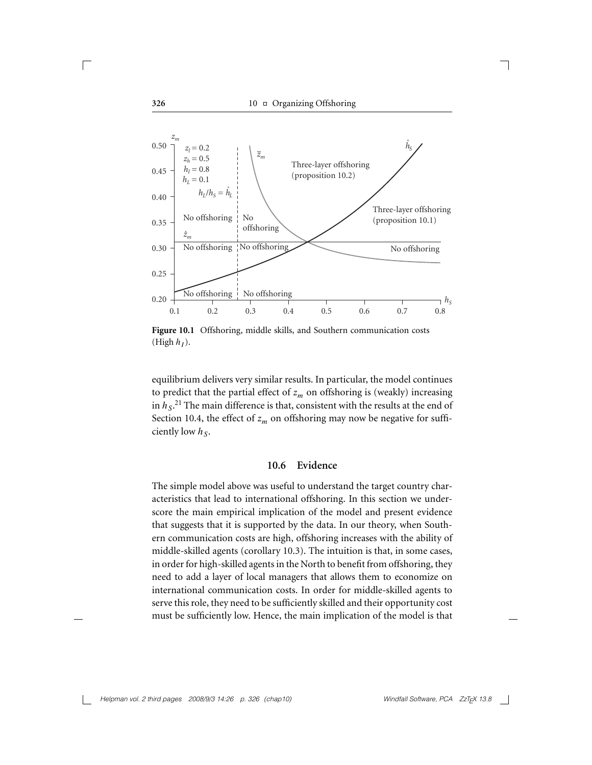**Figure 10.1** Offshoring, middle skills, and Southern communication costs (High $h_I$).

equilibrium delivers very similar results. In particular, the model continues to predict that the partial effect of $z_m$ on offshoring is (weakly) increasing in $h_S$.[21] The main difference is that, consistent with the results at the end of Section 10.4, the effect of $z_m$ on offshoring may now be negative for sufficiently low $h_S$.

## 10.6 Evidence

The simple model above was useful to understand the target country characteristics that lead to international offshoring. In this section we underscore the main empirical implication of the model and present evidence that suggests that it is supported by the data. In our theory, when Southern communication costs are high, offshoring increases with the ability of middle-skilled agents (corollary 10.3). The intuition is that, in some cases, in order for high-skilled agents in the North to benefit from offshoring, they need to add a layer of local managers that allows them to economize on international communication costs. In order for middle-skilled agents to serve this role, they need to be sufficiently skilled and their opportunity cost must be sufficiently low. Hence, the main implication of the model is that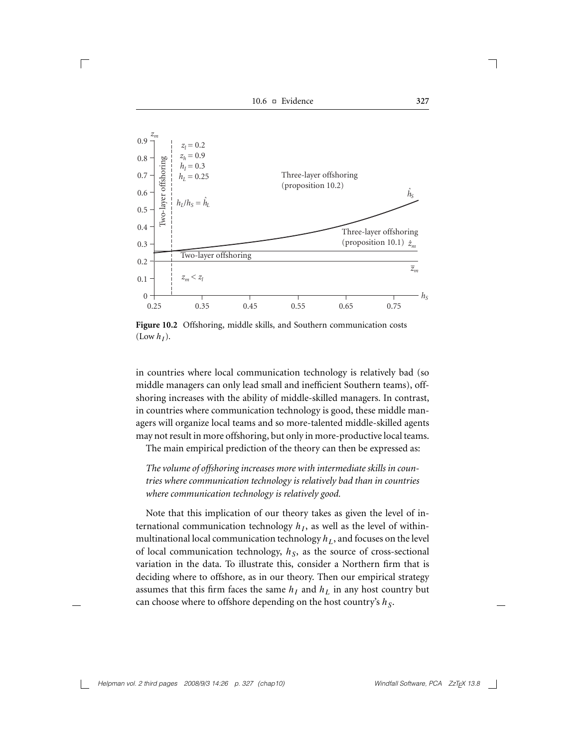**Figure 10.2** Offshoring, middle skills, and Southern communication costs (Low $h_I$).

in countries where local communication technology is relatively bad (so middle managers can only lead small and inefficient Southern teams), offshoring increases with the ability of middle-skilled managers. In contrast, in countries where communication technology is good, these middle managers will organize local teams and so more-talented middle-skilled agents may not result in more offshoring, but only in more-productive local teams.

The main empirical prediction of the theory can then be expressed as:

*The volume of offshoring increases more with intermediate skills in countries where communication technology is relatively bad than in countries where communication technology is relatively good.*

Note that this implication of our theory takes as given the level of international communication technology $h_I$, as well as the level of within-multinational local communication technology $h_L$, and focuses on the level of local communication technology, $h_S$, as the source of cross-sectional variation in the data. To illustrate this, consider a Northern firm that is deciding where to offshore, as in our theory. Then our empirical strategy assumes that this firm faces the same $h_I$ and $h_L$ in any host country but can choose where to offshore depending on the host country's $h_S$.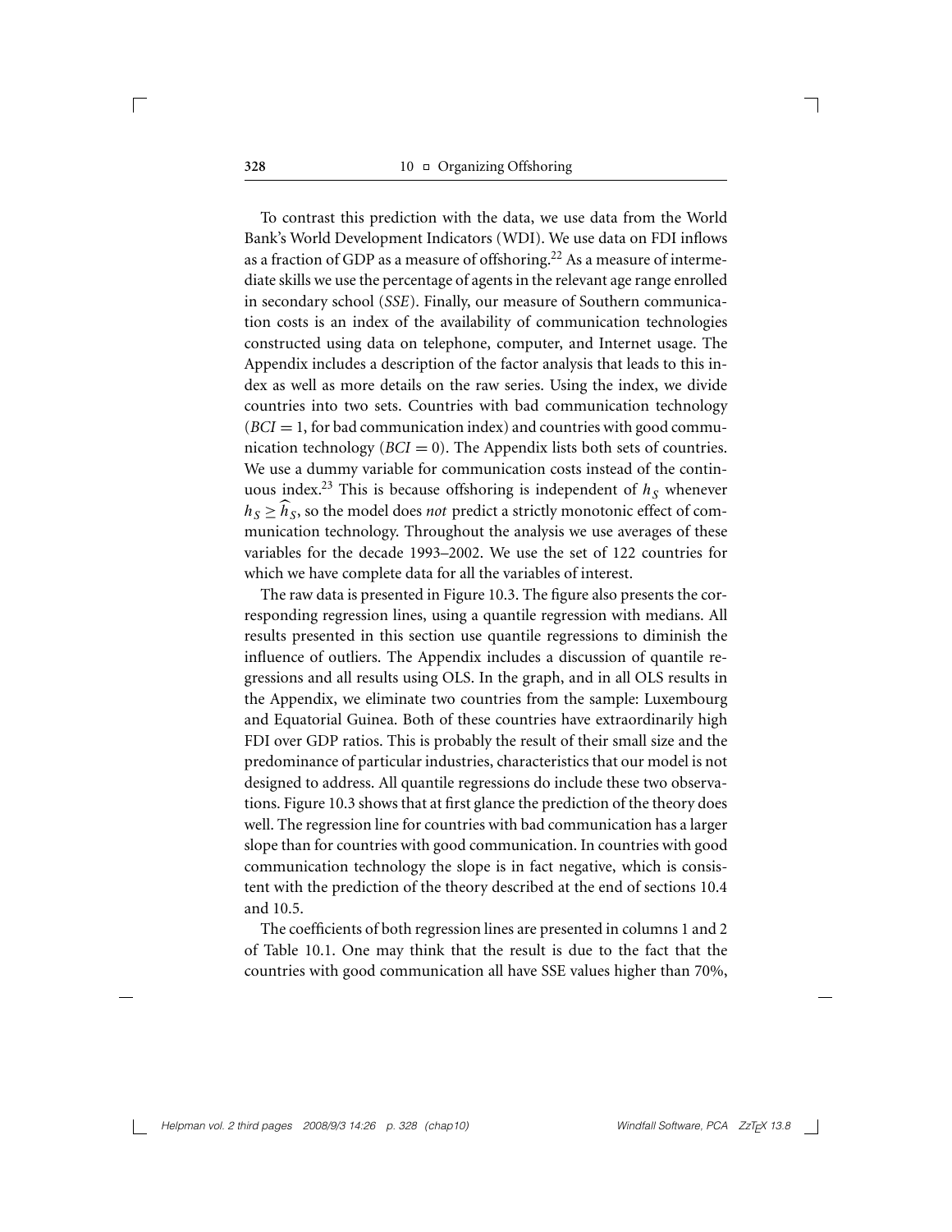To contrast this prediction with the data, we use data from the World Bank's World Development Indicators (WDI). We use data on FDI inflows as a fraction of GDP as a measure of offshoring.[22] As a measure of intermediate skills we use the percentage of agents in the relevant age range enrolled in secondary school (*SSE*). Finally, our measure of Southern communication costs is an index of the availability of communication technologies constructed using data on telephone, computer, and Internet usage. The Appendix includes a description of the factor analysis that leads to this index as well as more details on the raw series. Using the index, we divide countries into two sets. Countries with bad communication technology ($BCI = 1$, for bad communication index) and countries with good communication technology ($BCI = 0$). The Appendix lists both sets of countries. We use a dummy variable for communication costs instead of the continuous index.[23] This is because offshoring is independent of $h_S$ whenever $h_S \geq \widehat{h}_S$, so the model does *not* predict a strictly monotonic effect of communication technology. Throughout the analysis we use averages of these variables for the decade 1993–2002. We use the set of 122 countries for which we have complete data for all the variables of interest.

The raw data is presented in Figure 10.3. The figure also presents the corresponding regression lines, using a quantile regression with medians. All results presented in this section use quantile regressions to diminish the influence of outliers. The Appendix includes a discussion of quantile regressions and all results using OLS. In the graph, and in all OLS results in the Appendix, we eliminate two countries from the sample: Luxembourg and Equatorial Guinea. Both of these countries have extraordinarily high FDI over GDP ratios. This is probably the result of their small size and the predominance of particular industries, characteristics that our model is not designed to address. All quantile regressions do include these two observations. Figure 10.3 shows that at first glance the prediction of the theory does well. The regression line for countries with bad communication has a larger slope than for countries with good communication. In countries with good communication technology the slope is in fact negative, which is consistent with the prediction of the theory described at the end of sections 10.4 and 10.5.

The coefficients of both regression lines are presented in columns 1 and 2 of Table 10.1. One may think that the result is due to the fact that the countries with good communication all have SSE values higher than 70%,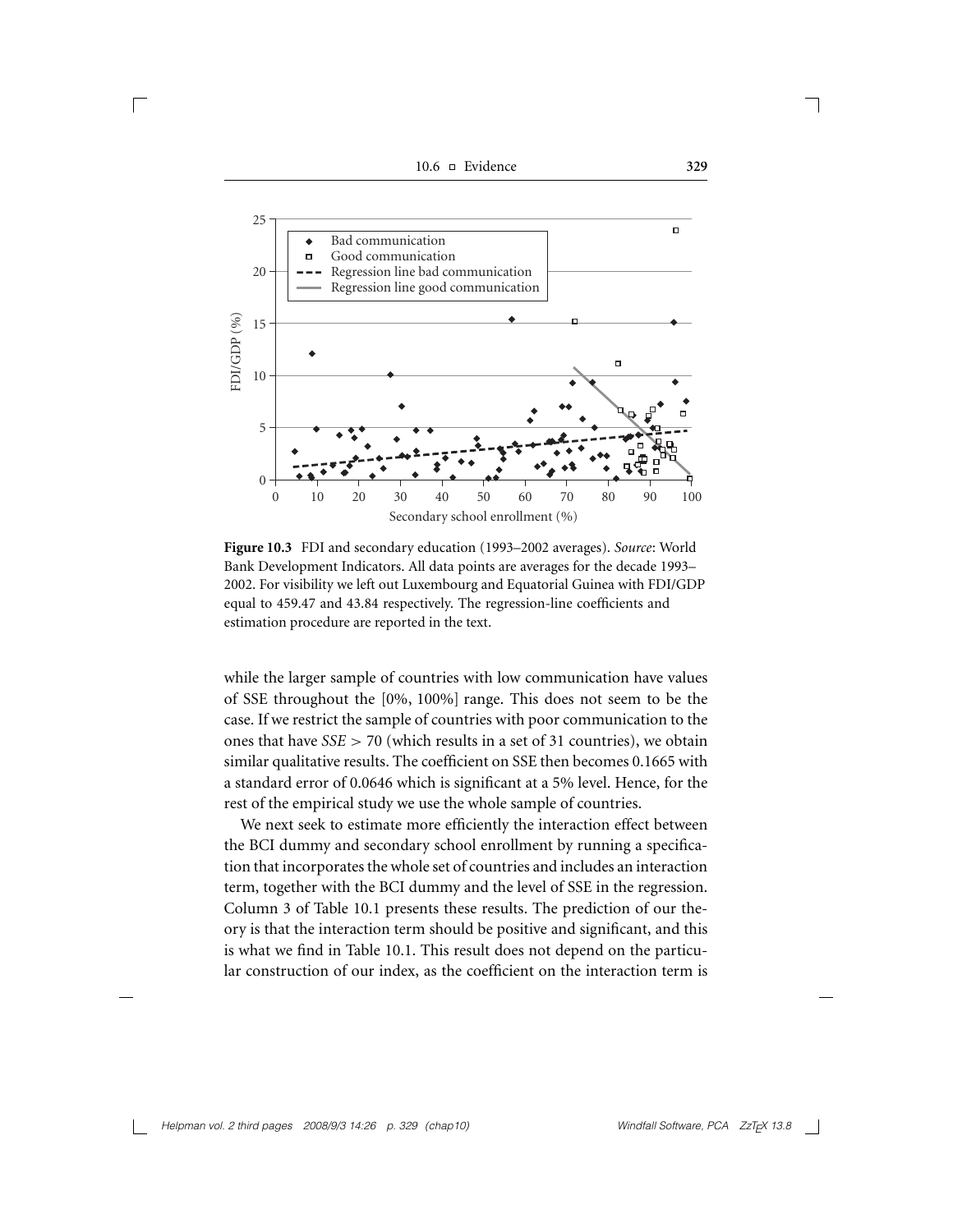**Figure 10.3** FDI and secondary education (1993–2002 averages). *Source*: World Bank Development Indicators. All data points are averages for the decade 1993–2002. For visibility we left out Luxembourg and Equatorial Guinea with FDI/GDP equal to 459.47 and 43.84 respectively. The regression-line coefficients and estimation procedure are reported in the text.

while the larger sample of countries with low communication have values of SSE throughout the [0%, 100%] range. This does not seem to be the case. If we restrict the sample of countries with poor communication to the ones that have $SSE > 70$ (which results in a set of 31 countries), we obtain similar qualitative results. The coefficient on SSE then becomes 0.1665 with a standard error of 0.0646 which is significant at a 5% level. Hence, for the rest of the empirical study we use the whole sample of countries.

We next seek to estimate more efficiently the interaction effect between the BCI dummy and secondary school enrollment by running a specification that incorporates the whole set of countries and includes an interaction term, together with the BCI dummy and the level of SSE in the regression. Column 3 of Table 10.1 presents these results. The prediction of our theory is that the interaction term should be positive and significant, and this is what we find in Table 10.1. This result does not depend on the particular construction of our index, as the coefficient on the interaction term is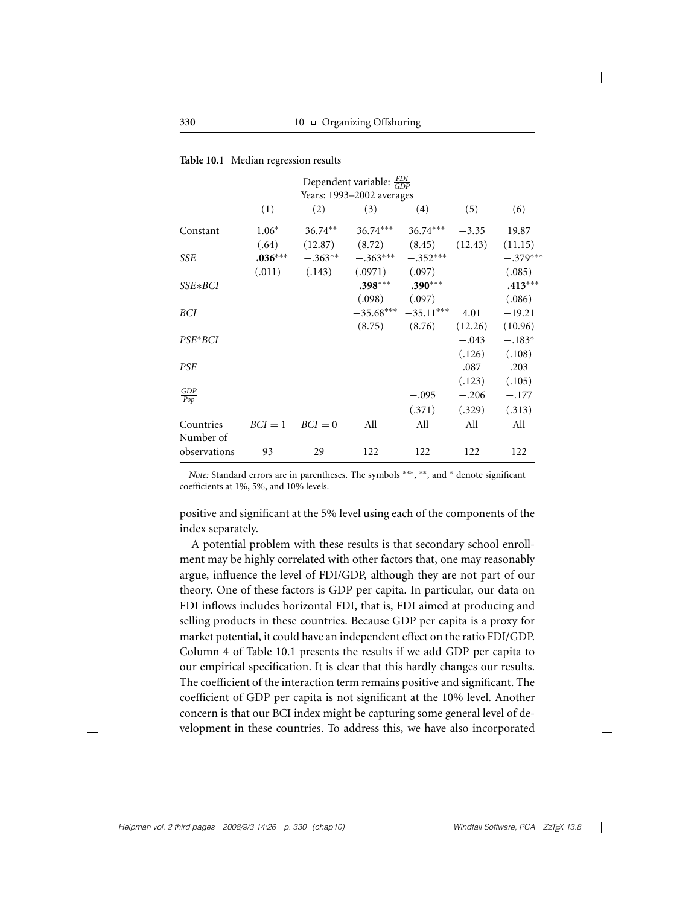**Table 10.1** Median regression results

| | Dependent variable: $\frac{FDI}{GDP}$ Years: 1993–2002 averages | | | | | |
|---|---|---|---|---|---|---|
| | (1) | (2) | (3) | (4) | (5) | (6) |
| Constant | 1.06* | 36.74** | 36.74*** | 36.74*** | −3.35 | 19.87 |
| | (.64) | (12.87) | (8.72) | (8.45) | (12.43) | (11.15) |
| *SSE* | **.036***** | −.363** | −.363*** | −.352*** | | −.379*** |
| | (.011) | (.143) | (.0971) | (.097) | | (.085) |
| *SSE∗BCI* | | | **.398***** | **.390***** | | **.413***** |
| | | | (.098) | (.097) | | (.086) |
| *BCI* | | | −35.68*** | −35.11*** | 4.01 | −19.21 |
| | | | (8.75) | (8.76) | (12.26) | (10.96) |
| *PSE*\*BCI* | | | | | −.043 | −.183* |
| | | | | | (.126) | (.108) |
| *PSE* | | | | | .087 | .203 |
| | | | | | (.123) | (.105) |
| $\frac{GDP}{Pop}$ | | | | −.095 | −.206 | −.177 |
| | | | | (.371) | (.329) | (.313) |
| Countries | $BCI = 1$ | $BCI = 0$ | All | All | All | All |
| Number of observations | 93 | 29 | 122 | 122 | 122 | 122 |

*Note:* Standard errors are in parentheses. The symbols \*\*\*, \*\*, and \* denote significant coefficients at 1%, 5%, and 10% levels.

positive and significant at the 5% level using each of the components of the index separately.

A potential problem with these results is that secondary school enrollment may be highly correlated with other factors that, one may reasonably argue, influence the level of FDI/GDP, although they are not part of our theory. One of these factors is GDP per capita. In particular, our data on FDI inflows includes horizontal FDI, that is, FDI aimed at producing and selling products in these countries. Because GDP per capita is a proxy for market potential, it could have an independent effect on the ratio FDI/GDP. Column 4 of Table 10.1 presents the results if we add GDP per capita to our empirical specification. It is clear that this hardly changes our results. The coefficient of the interaction term remains positive and significant. The coefficient of GDP per capita is not significant at the 10% level. Another concern is that our BCI index might be capturing some general level of development in these countries. To address this, we have also incorporated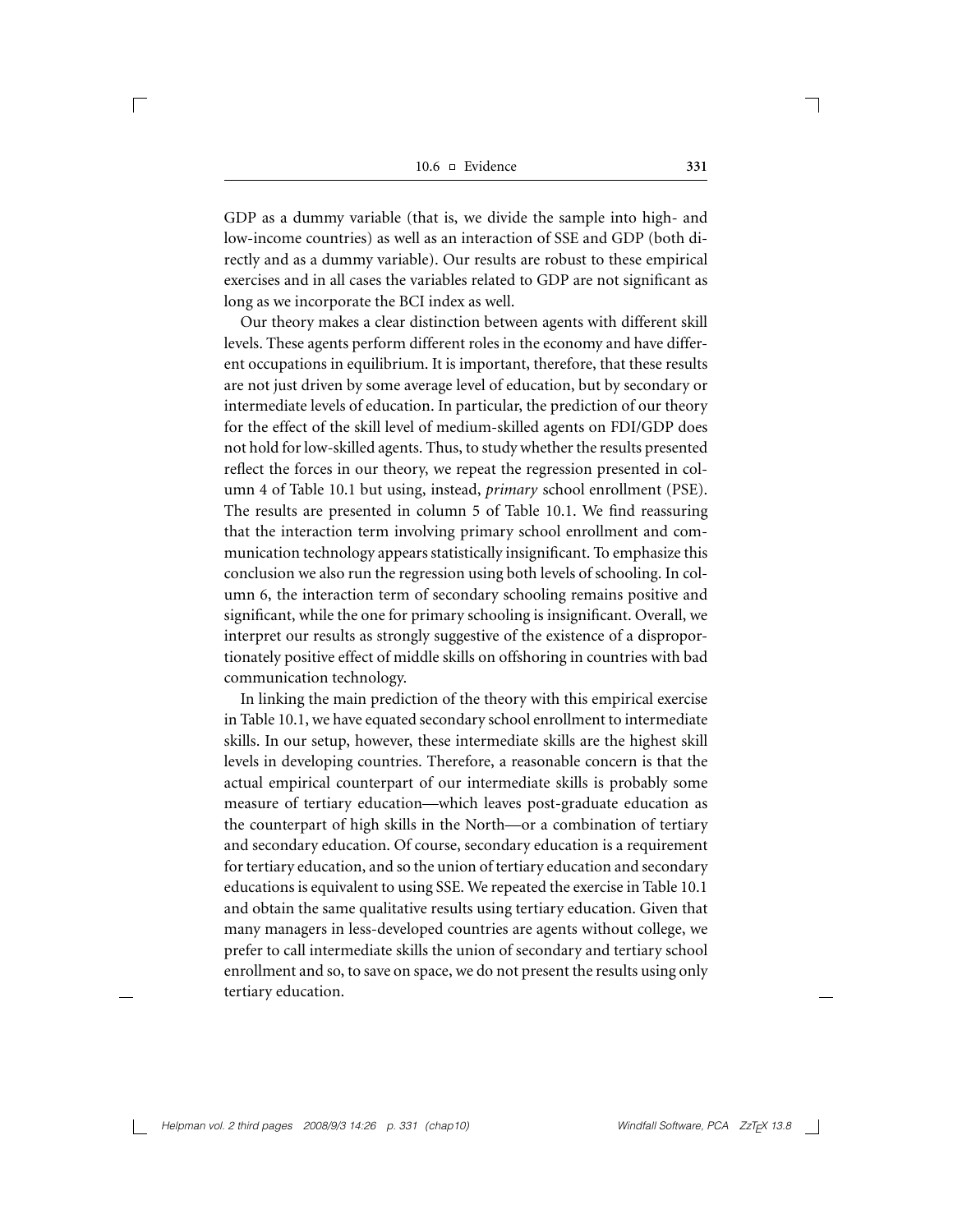GDP as a dummy variable (that is, we divide the sample into high- and low-income countries) as well as an interaction of SSE and GDP (both directly and as a dummy variable). Our results are robust to these empirical exercises and in all cases the variables related to GDP are not significant as long as we incorporate the BCI index as well.

Our theory makes a clear distinction between agents with different skill levels. These agents perform different roles in the economy and have different occupations in equilibrium. It is important, therefore, that these results are not just driven by some average level of education, but by secondary or intermediate levels of education. In particular, the prediction of our theory for the effect of the skill level of medium-skilled agents on FDI/GDP does not hold for low-skilled agents. Thus, to study whether the results presented reflect the forces in our theory, we repeat the regression presented in column 4 of Table 10.1 but using, instead, *primary* school enrollment (PSE). The results are presented in column 5 of Table 10.1. We find reassuring that the interaction term involving primary school enrollment and communication technology appears statistically insignificant. To emphasize this conclusion we also run the regression using both levels of schooling. In column 6, the interaction term of secondary schooling remains positive and significant, while the one for primary schooling is insignificant. Overall, we interpret our results as strongly suggestive of the existence of a disproportionately positive effect of middle skills on offshoring in countries with bad communication technology.

In linking the main prediction of the theory with this empirical exercise in Table 10.1, we have equated secondary school enrollment to intermediate skills. In our setup, however, these intermediate skills are the highest skill levels in developing countries. Therefore, a reasonable concern is that the actual empirical counterpart of our intermediate skills is probably some measure of tertiary education—which leaves post-graduate education as the counterpart of high skills in the North—or a combination of tertiary and secondary education. Of course, secondary education is a requirement for tertiary education, and so the union of tertiary education and secondary educations is equivalent to using SSE. We repeated the exercise in Table 10.1 and obtain the same qualitative results using tertiary education. Given that many managers in less-developed countries are agents without college, we prefer to call intermediate skills the union of secondary and tertiary school enrollment and so, to save on space, we do not present the results using only tertiary education.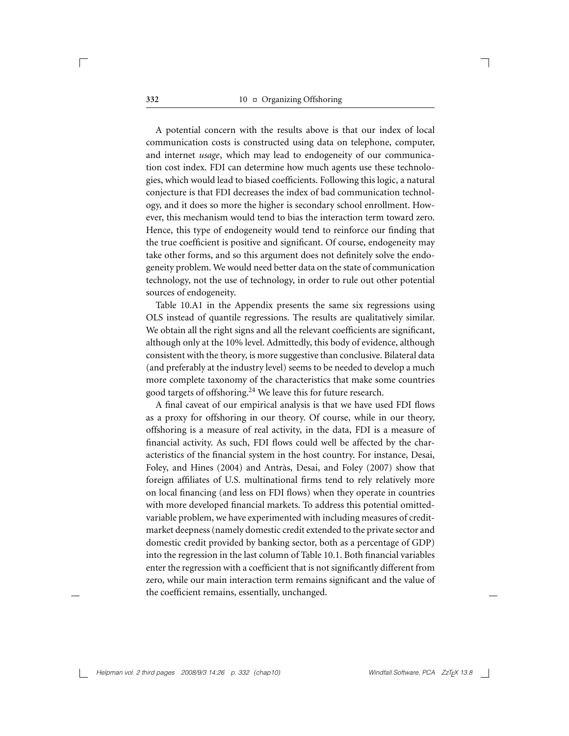A potential concern with the results above is that our index of local communication costs is constructed using data on telephone, computer, and internet *usage*, which may lead to endogeneity of our communication cost index. FDI can determine how much agents use these technologies, which would lead to biased coefficients. Following this logic, a natural conjecture is that FDI decreases the index of bad communication technology, and it does so more the higher is secondary school enrollment. However, this mechanism would tend to bias the interaction term toward zero. Hence, this type of endogeneity would tend to reinforce our finding that the true coefficient is positive and significant. Of course, endogeneity may take other forms, and so this argument does not definitely solve the endogeneity problem. We would need better data on the state of communication technology, not the use of technology, in order to rule out other potential sources of endogeneity.

Table 10.A1 in the Appendix presents the same six regressions using OLS instead of quantile regressions. The results are qualitatively similar. We obtain all the right signs and all the relevant coefficients are significant, although only at the 10% level. Admittedly, this body of evidence, although consistent with the theory, is more suggestive than conclusive. Bilateral data (and preferably at the industry level) seems to be needed to develop a much more complete taxonomy of the characteristics that make some countries good targets of offshoring.[24] We leave this for future research.

A final caveat of our empirical analysis is that we have used FDI flows as a proxy for offshoring in our theory. Of course, while in our theory, offshoring is a measure of real activity, in the data, FDI is a measure of financial activity. As such, FDI flows could well be affected by the characteristics of the financial system in the host country. For instance, Desai, Foley, and Hines (2004) and Antràs, Desai, and Foley (2007) show that foreign affiliates of U.S. multinational firms tend to rely relatively more on local financing (and less on FDI flows) when they operate in countries with more developed financial markets. To address this potential omitted-variable problem, we have experimented with including measures of credit-market deepness (namely domestic credit extended to the private sector and domestic credit provided by banking sector, both as a percentage of GDP) into the regression in the last column of Table 10.1. Both financial variables enter the regression with a coefficient that is not significantly different from zero, while our main interaction term remains significant and the value of the coefficient remains, essentially, unchanged.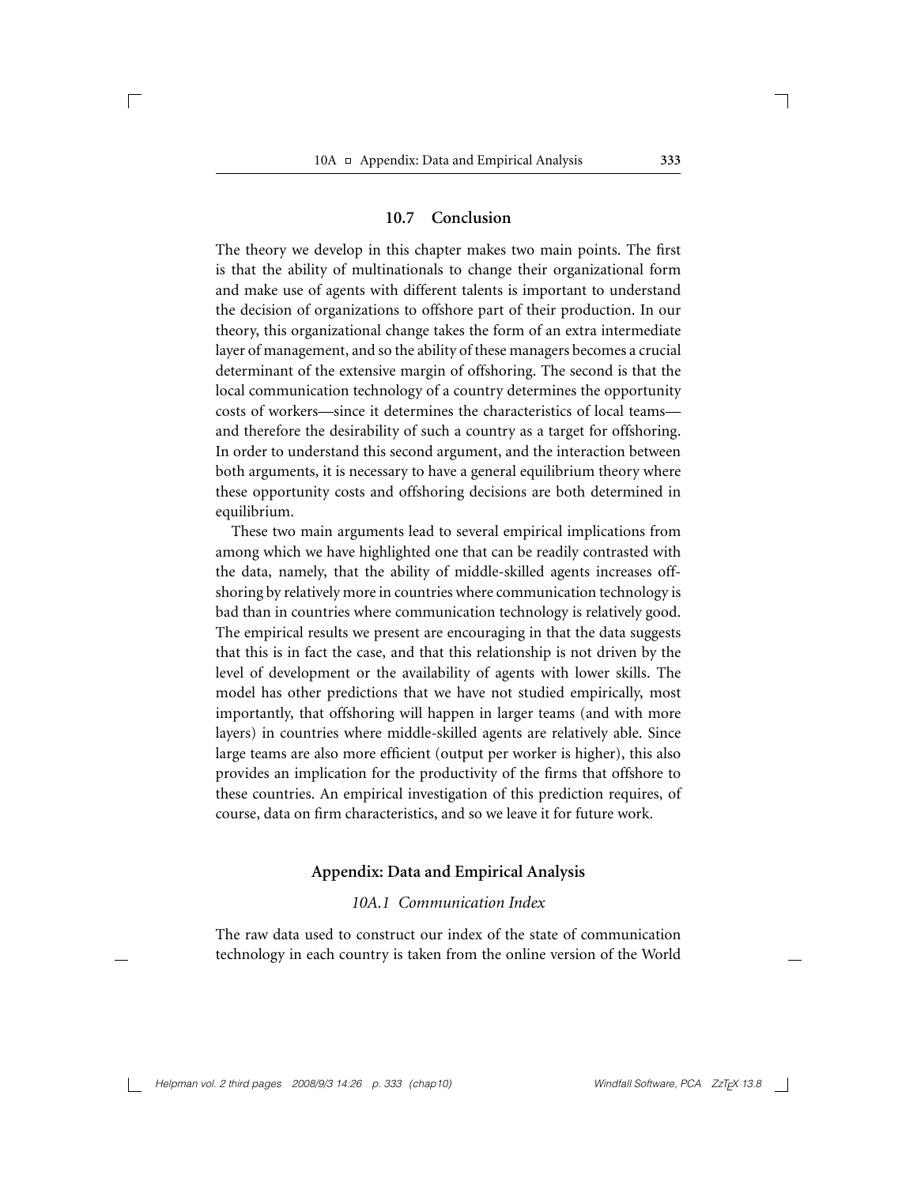## 10.7 Conclusion

The theory we develop in this chapter makes two main points. The first is that the ability of multinationals to change their organizational form and make use of agents with different talents is important to understand the decision of organizations to offshore part of their production. In our theory, this organizational change takes the form of an extra intermediate layer of management, and so the ability of these managers becomes a crucial determinant of the extensive margin of offshoring. The second is that the local communication technology of a country determines the opportunity costs of workers—since it determines the characteristics of local teams—and therefore the desirability of such a country as a target for offshoring. In order to understand this second argument, and the interaction between both arguments, it is necessary to have a general equilibrium theory where these opportunity costs and offshoring decisions are both determined in equilibrium.

These two main arguments lead to several empirical implications from among which we have highlighted one that can be readily contrasted with the data, namely, that the ability of middle-skilled agents increases offshoring by relatively more in countries where communication technology is bad than in countries where communication technology is relatively good. The empirical results we present are encouraging in that the data suggests that this is in fact the case, and that this relationship is not driven by the level of development or the availability of agents with lower skills. The model has other predictions that we have not studied empirically, most importantly, that offshoring will happen in larger teams (and with more layers) in countries where middle-skilled agents are relatively able. Since large teams are also more efficient (output per worker is higher), this also provides an implication for the productivity of the firms that offshore to these countries. An empirical investigation of this prediction requires, of course, data on firm characteristics, and so we leave it for future work.

## Appendix: Data and Empirical Analysis

### *10A.1 Communication Index*

The raw data used to construct our index of the state of communication technology in each country is taken from the online version of the World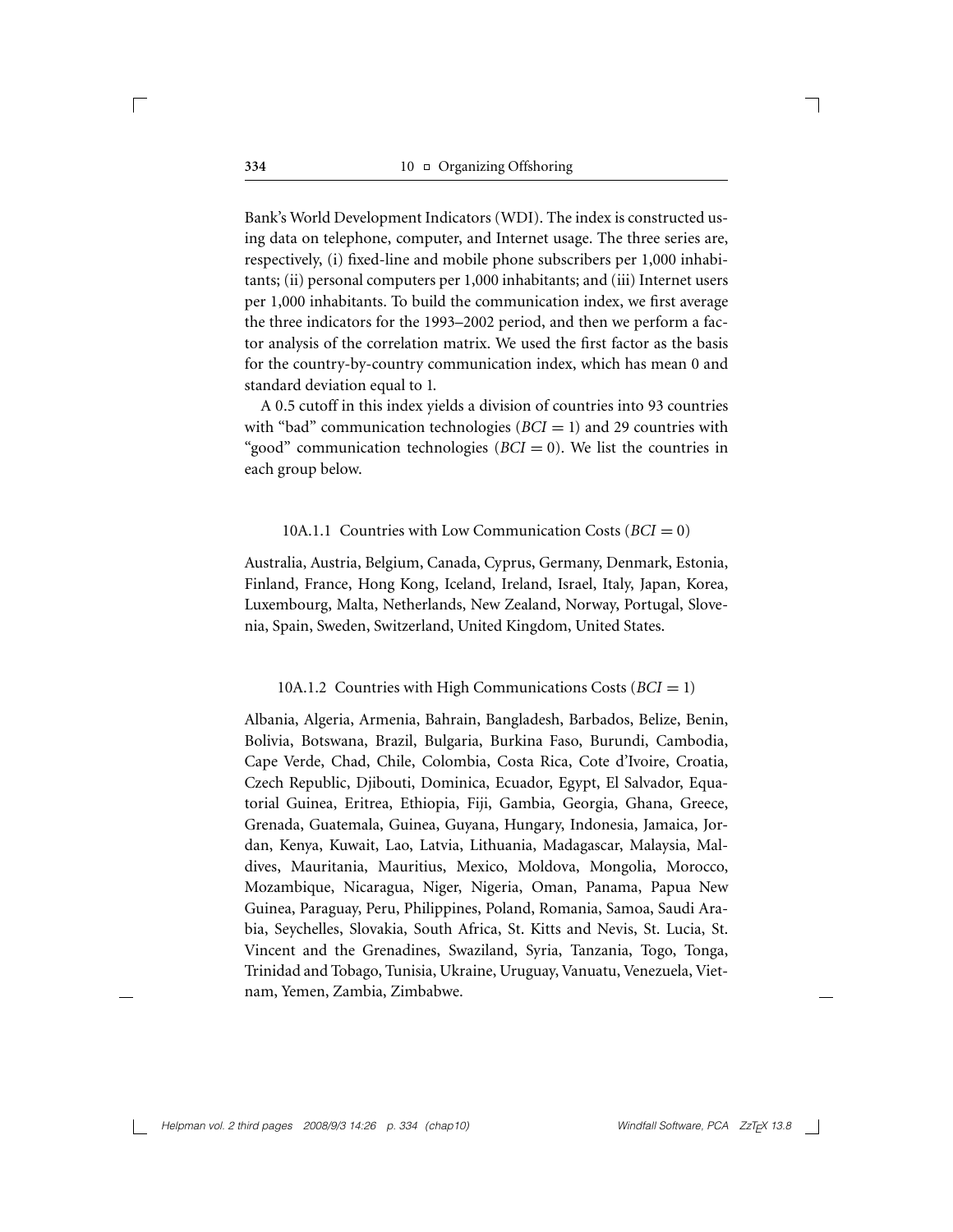Bank's World Development Indicators (WDI). The index is constructed using data on telephone, computer, and Internet usage. The three series are, respectively, (i) fixed-line and mobile phone subscribers per 1,000 inhabitants; (ii) personal computers per 1,000 inhabitants; and (iii) Internet users per 1,000 inhabitants. To build the communication index, we first average the three indicators for the 1993–2002 period, and then we perform a factor analysis of the correlation matrix. We used the first factor as the basis for the country-by-country communication index, which has mean 0 and standard deviation equal to 1.

A 0.5 cutoff in this index yields a division of countries into 93 countries with "bad" communication technologies ($BCI = 1$) and 29 countries with "good" communication technologies ($BCI = 0$). We list the countries in each group below.

### 10A.1.1 Countries with Low Communication Costs ($BCI = 0$)

Australia, Austria, Belgium, Canada, Cyprus, Germany, Denmark, Estonia, Finland, France, Hong Kong, Iceland, Ireland, Israel, Italy, Japan, Korea, Luxembourg, Malta, Netherlands, New Zealand, Norway, Portugal, Slovenia, Spain, Sweden, Switzerland, United Kingdom, United States.

### 10A.1.2 Countries with High Communications Costs ($BCI = 1$)

Albania, Algeria, Armenia, Bahrain, Bangladesh, Barbados, Belize, Benin, Bolivia, Botswana, Brazil, Bulgaria, Burkina Faso, Burundi, Cambodia, Cape Verde, Chad, Chile, Colombia, Costa Rica, Cote d'Ivoire, Croatia, Czech Republic, Djibouti, Dominica, Ecuador, Egypt, El Salvador, Equatorial Guinea, Eritrea, Ethiopia, Fiji, Gambia, Georgia, Ghana, Greece, Grenada, Guatemala, Guinea, Guyana, Hungary, Indonesia, Jamaica, Jordan, Kenya, Kuwait, Lao, Latvia, Lithuania, Madagascar, Malaysia, Maldives, Mauritania, Mauritius, Mexico, Moldova, Mongolia, Morocco, Mozambique, Nicaragua, Niger, Nigeria, Oman, Panama, Papua New Guinea, Paraguay, Peru, Philippines, Poland, Romania, Samoa, Saudi Arabia, Seychelles, Slovakia, South Africa, St. Kitts and Nevis, St. Lucia, St. Vincent and the Grenadines, Swaziland, Syria, Tanzania, Togo, Tonga, Trinidad and Tobago, Tunisia, Ukraine, Uruguay, Vanuatu, Venezuela, Vietnam, Yemen, Zambia, Zimbabwe.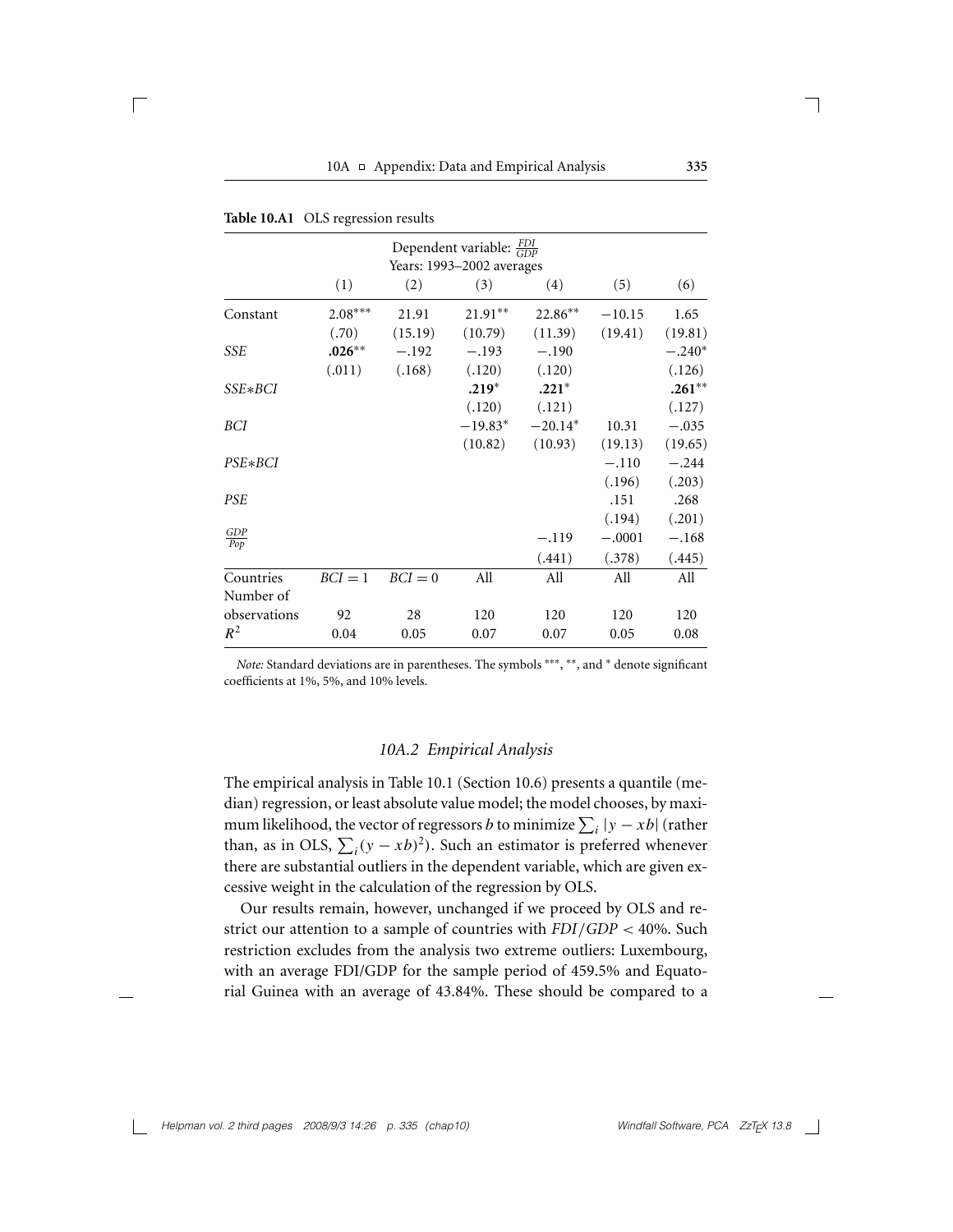**Table 10.A1** OLS regression results

| | Dependent variable: $\frac{FDI}{GDP}$ Years: 1993–2002 averages | | | | | |
|---|---|---|---|---|---|---|
| | (1) | (2) | (3) | (4) | (5) | (6) |
| Constant | 2.08*** | 21.91 | 21.91** | 22.86** | −10.15 | 1.65 |
| | (.70) | (15.19) | (10.79) | (11.39) | (19.41) | (19.81) |
| *SSE* | **.026**** | −.192 | −.193 | −.190 | | −.240* |
| | (.011) | (.168) | (.120) | (.120) | | (.126) |
| *SSE∗BCI* | | | **.219*** | **.221*** | | **.261**** |
| | | | (.120) | (.121) | | (.127) |
| *BCI* | | | −19.83* | −20.14* | 10.31 | −.035 |
| | | | (10.82) | (10.93) | (19.13) | (19.65) |
| *PSE∗BCI* | | | | | −.110 | −.244 |
| | | | | | (.196) | (.203) |
| *PSE* | | | | | .151 | .268 |
| | | | | | (.194) | (.201) |
| $\frac{GDP}{Pop}$ | | | | −.119 | −.0001 | −.168 |
| | | | | (.441) | (.378) | (.445) |
| Countries | $BCI = 1$ | $BCI = 0$ | All | All | All | All |
| Number of observations | 92 | 28 | 120 | 120 | 120 | 120 |
| $R^2$ | 0.04 | 0.05 | 0.07 | 0.07 | 0.05 | 0.08 |

*Note:* Standard deviations are in parentheses. The symbols ***, **, and * denote significant coefficients at 1%, 5%, and 10% levels.

### 10A.2 Empirical Analysis

The empirical analysis in Table 10.1 (Section 10.6) presents a quantile (median) regression, or least absolute value model; the model chooses, by maximum likelihood, the vector of regressors $b$ to minimize $\sum_i |y - xb|$ (rather than, as in OLS, $\sum_i (y - xb)^2$). Such an estimator is preferred whenever there are substantial outliers in the dependent variable, which are given excessive weight in the calculation of the regression by OLS.

Our results remain, however, unchanged if we proceed by OLS and restrict our attention to a sample of countries with $FDI/GDP < 40\%$. Such restriction excludes from the analysis two extreme outliers: Luxembourg, with an average FDI/GDP for the sample period of 459.5% and Equatorial Guinea with an average of 43.84%. These should be compared to a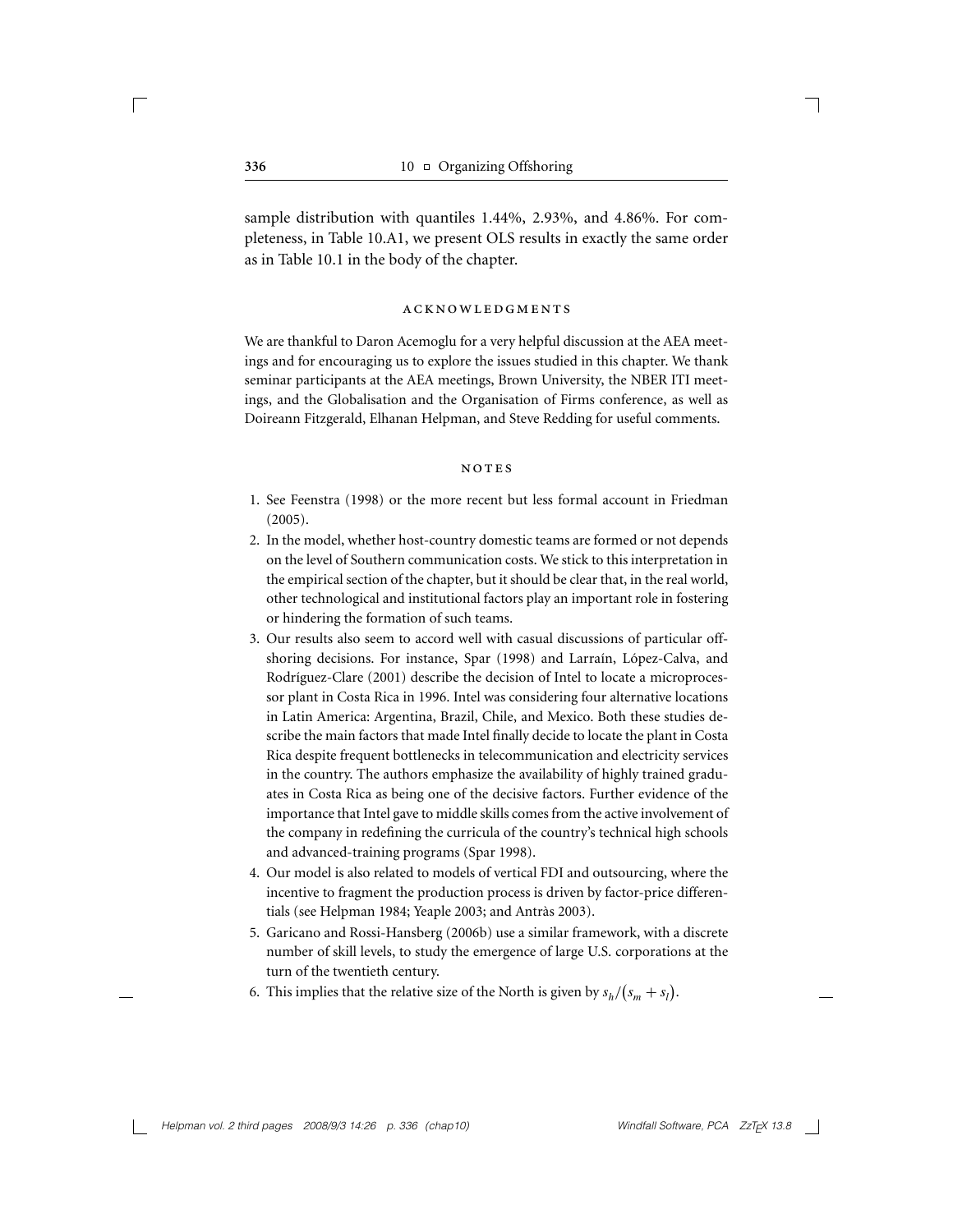sample distribution with quantiles 1.44%, 2.93%, and 4.86%. For completeness, in Table 10.A1, we present OLS results in exactly the same order as in Table 10.1 in the body of the chapter.

## ACKNOWLEDGMENTS

We are thankful to Daron Acemoglu for a very helpful discussion at the AEA meetings and for encouraging us to explore the issues studied in this chapter. We thank seminar participants at the AEA meetings, Brown University, the NBER ITI meetings, and the Globalisation and the Organisation of Firms conference, as well as Doireann Fitzgerald, Elhanan Helpman, and Steve Redding for useful comments.

## NOTES

1. See Feenstra (1998) or the more recent but less formal account in Friedman (2005).
2. In the model, whether host-country domestic teams are formed or not depends on the level of Southern communication costs. We stick to this interpretation in the empirical section of the chapter, but it should be clear that, in the real world, other technological and institutional factors play an important role in fostering or hindering the formation of such teams.
3. Our results also seem to accord well with casual discussions of particular offshoring decisions. For instance, Spar (1998) and Larraín, López-Calva, and Rodríguez-Clare (2001) describe the decision of Intel to locate a microprocessor plant in Costa Rica in 1996. Intel was considering four alternative locations in Latin America: Argentina, Brazil, Chile, and Mexico. Both these studies describe the main factors that made Intel finally decide to locate the plant in Costa Rica despite frequent bottlenecks in telecommunication and electricity services in the country. The authors emphasize the availability of highly trained graduates in Costa Rica as being one of the decisive factors. Further evidence of the importance that Intel gave to middle skills comes from the active involvement of the company in redefining the curricula of the country's technical high schools and advanced-training programs (Spar 1998).
4. Our model is also related to models of vertical FDI and outsourcing, where the incentive to fragment the production process is driven by factor-price differentials (see Helpman 1984; Yeaple 2003; and Antràs 2003).
5. Garicano and Rossi-Hansberg (2006b) use a similar framework, with a discrete number of skill levels, to study the emergence of large U.S. corporations at the turn of the twentieth century.
6. This implies that the relative size of the North is given by $s_h/(s_m + s_l)$.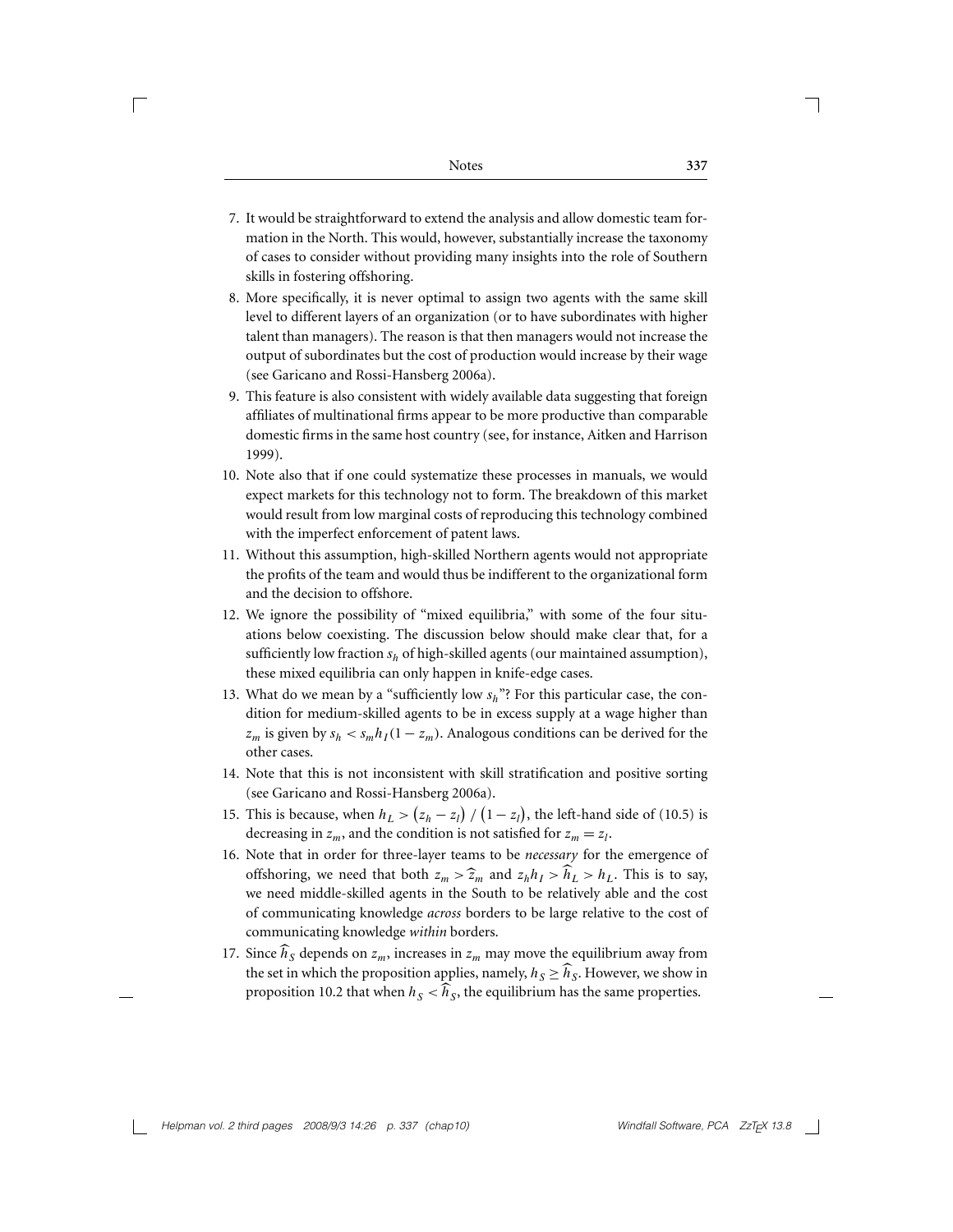7. It would be straightforward to extend the analysis and allow domestic team formation in the North. This would, however, substantially increase the taxonomy of cases to consider without providing many insights into the role of Southern skills in fostering offshoring.
8. More specifically, it is never optimal to assign two agents with the same skill level to different layers of an organization (or to have subordinates with higher talent than managers). The reason is that then managers would not increase the output of subordinates but the cost of production would increase by their wage (see Garicano and Rossi-Hansberg 2006a).
9. This feature is also consistent with widely available data suggesting that foreign affiliates of multinational firms appear to be more productive than comparable domestic firms in the same host country (see, for instance, Aitken and Harrison 1999).
10. Note also that if one could systematize these processes in manuals, we would expect markets for this technology not to form. The breakdown of this market would result from low marginal costs of reproducing this technology combined with the imperfect enforcement of patent laws.
11. Without this assumption, high-skilled Northern agents would not appropriate the profits of the team and would thus be indifferent to the organizational form and the decision to offshore.
12. We ignore the possibility of "mixed equilibria," with some of the four situations below coexisting. The discussion below should make clear that, for a sufficiently low fraction $s_h$ of high-skilled agents (our maintained assumption), these mixed equilibria can only happen in knife-edge cases.
13. What do we mean by a "sufficiently low $s_h$"? For this particular case, the condition for medium-skilled agents to be in excess supply at a wage higher than $z_m$ is given by $s_h < s_m h_I(1 - z_m)$. Analogous conditions can be derived for the other cases.
14. Note that this is not inconsistent with skill stratification and positive sorting (see Garicano and Rossi-Hansberg 2006a).
15. This is because, when $h_L > (z_h - z_l) / (1 - z_l)$, the left-hand side of (10.5) is decreasing in $z_m$, and the condition is not satisfied for $z_m = z_l$.
16. Note that in order for three-layer teams to be *necessary* for the emergence of offshoring, we need that both $z_m > \widehat{z}_m$ and $z_h h_I > \widehat{h}_L > h_L$. This is to say, we need middle-skilled agents in the South to be relatively able and the cost of communicating knowledge *across* borders to be large relative to the cost of communicating knowledge *within* borders.
17. Since $\widehat{h}_S$ depends on $z_m$, increases in $z_m$ may move the equilibrium away from the set in which the proposition applies, namely, $h_S \geq \widehat{h}_S$. However, we show in proposition 10.2 that when $h_S < \widehat{h}_S$, the equilibrium has the same properties.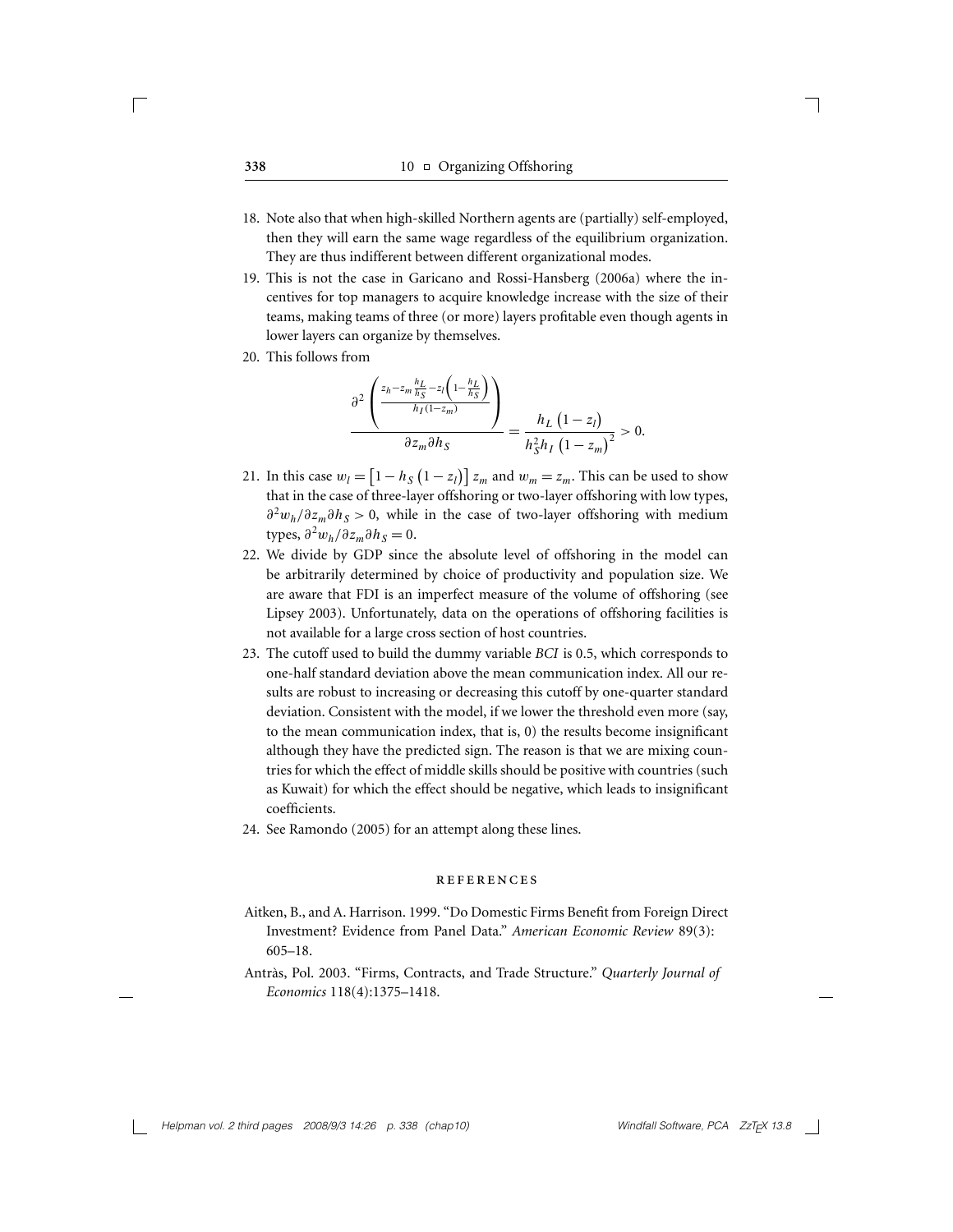18. Note also that when high-skilled Northern agents are (partially) self-employed, then they will earn the same wage regardless of the equilibrium organization. They are thus indifferent between different organizational modes.
19. This is not the case in Garicano and Rossi-Hansberg (2006a) where the incentives for top managers to acquire knowledge increase with the size of their teams, making teams of three (or more) layers profitable even though agents in lower layers can organize by themselves.
20. This follows from

$$\frac{\partial^2 \left( \frac{z_h - z_m \frac{h_L}{h_S} - z_l \left(1 - \frac{h_L}{h_S}\right)}{h_I (1 - z_m)} \right)}{\partial z_m \partial h_S} = \frac{h_L \left(1 - z_l\right)}{h_S^2 h_I \left(1 - z_m\right)^2} > 0.$$

21. In this case $w_l = \left[1 - h_S \left(1 - z_l\right)\right] z_m$ and $w_m = z_m$. This can be used to show that in the case of three-layer offshoring or two-layer offshoring with low types, $\partial^2 w_h / \partial z_m \partial h_S > 0$, while in the case of two-layer offshoring with medium types, $\partial^2 w_h / \partial z_m \partial h_S = 0$.
22. We divide by GDP since the absolute level of offshoring in the model can be arbitrarily determined by choice of productivity and population size. We are aware that FDI is an imperfect measure of the volume of offshoring (see Lipsey 2003). Unfortunately, data on the operations of offshoring facilities is not available for a large cross section of host countries.
23. The cutoff used to build the dummy variable *BCI* is 0.5, which corresponds to one-half standard deviation above the mean communication index. All our results are robust to increasing or decreasing this cutoff by one-quarter standard deviation. Consistent with the model, if we lower the threshold even more (say, to the mean communication index, that is, 0) the results become insignificant although they have the predicted sign. The reason is that we are mixing countries for which the effect of middle skills should be positive with countries (such as Kuwait) for which the effect should be negative, which leads to insignificant coefficients.
24. See Ramondo (2005) for an attempt along these lines.

## REFERENCES

Aitken, B., and A. Harrison. 1999. "Do Domestic Firms Benefit from Foreign Direct Investment? Evidence from Panel Data." *American Economic Review* 89(3): 605–18.

Antràs, Pol. 2003. "Firms, Contracts, and Trade Structure." *Quarterly Journal of Economics* 118(4):1375–1418.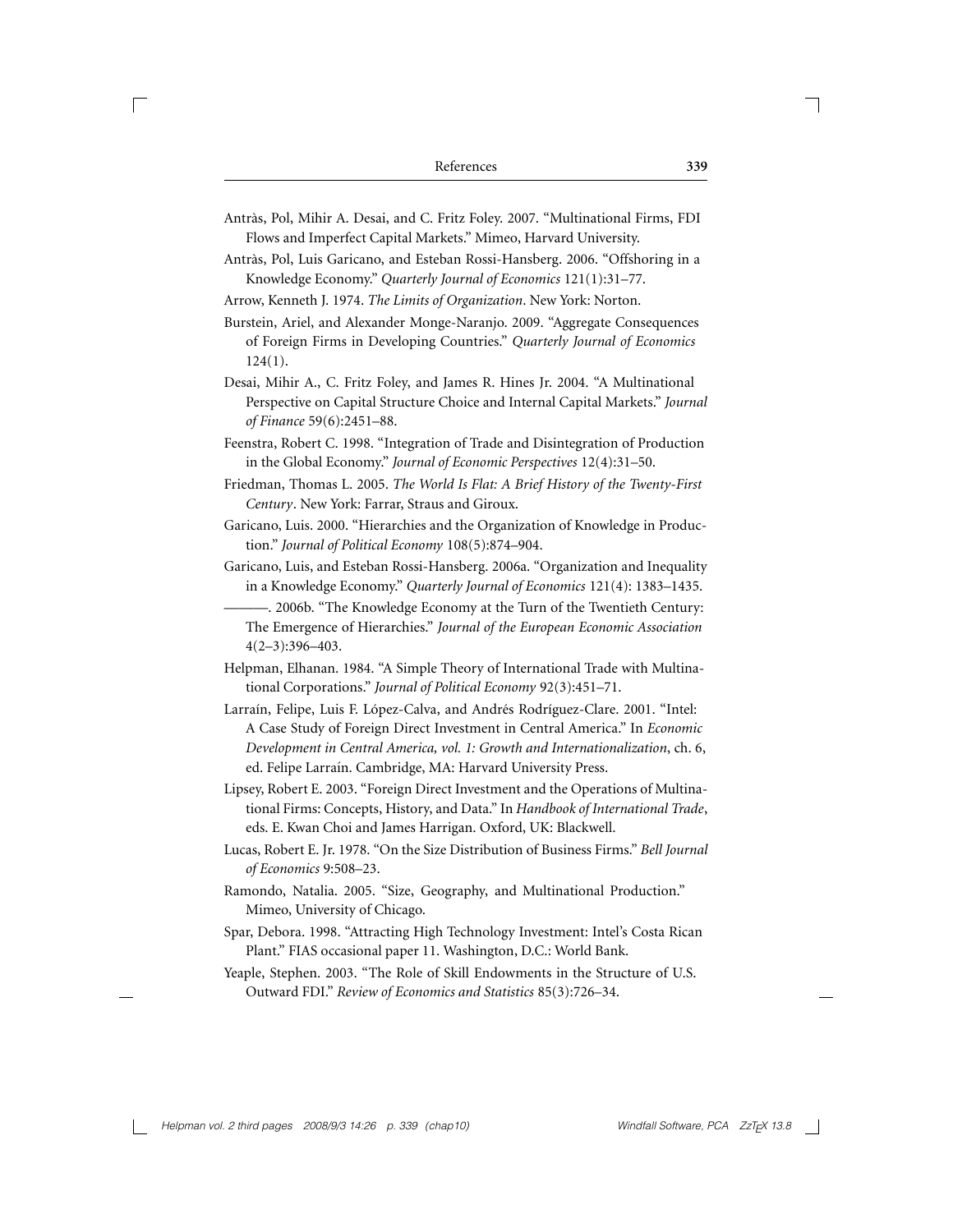Antràs, Pol, Mihir A. Desai, and C. Fritz Foley. 2007. "Multinational Firms, FDI Flows and Imperfect Capital Markets." Mimeo, Harvard University.

Antràs, Pol, Luis Garicano, and Esteban Rossi-Hansberg. 2006. "Offshoring in a Knowledge Economy." *Quarterly Journal of Economics* 121(1):31–77.

Arrow, Kenneth J. 1974. *The Limits of Organization*. New York: Norton.

Burstein, Ariel, and Alexander Monge-Naranjo. 2009. "Aggregate Consequences of Foreign Firms in Developing Countries." *Quarterly Journal of Economics* 124(1).

Desai, Mihir A., C. Fritz Foley, and James R. Hines Jr. 2004. "A Multinational Perspective on Capital Structure Choice and Internal Capital Markets." *Journal of Finance* 59(6):2451–88.

Feenstra, Robert C. 1998. "Integration of Trade and Disintegration of Production in the Global Economy." *Journal of Economic Perspectives* 12(4):31–50.

Friedman, Thomas L. 2005. *The World Is Flat: A Brief History of the Twenty-First Century*. New York: Farrar, Straus and Giroux.

Garicano, Luis. 2000. "Hierarchies and the Organization of Knowledge in Production." *Journal of Political Economy* 108(5):874–904.

Garicano, Luis, and Esteban Rossi-Hansberg. 2006a. "Organization and Inequality in a Knowledge Economy." *Quarterly Journal of Economics* 121(4): 1383–1435.

———. 2006b. "The Knowledge Economy at the Turn of the Twentieth Century: The Emergence of Hierarchies." *Journal of the European Economic Association* 4(2–3):396–403.

Helpman, Elhanan. 1984. "A Simple Theory of International Trade with Multinational Corporations." *Journal of Political Economy* 92(3):451–71.

Larraín, Felipe, Luis F. López-Calva, and Andrés Rodríguez-Clare. 2001. "Intel: A Case Study of Foreign Direct Investment in Central America." In *Economic Development in Central America, vol. 1: Growth and Internationalization*, ch. 6, ed. Felipe Larraín. Cambridge, MA: Harvard University Press.

Lipsey, Robert E. 2003. "Foreign Direct Investment and the Operations of Multinational Firms: Concepts, History, and Data." In *Handbook of International Trade*, eds. E. Kwan Choi and James Harrigan. Oxford, UK: Blackwell.

Lucas, Robert E. Jr. 1978. "On the Size Distribution of Business Firms." *Bell Journal of Economics* 9:508–23.

Ramondo, Natalia. 2005. "Size, Geography, and Multinational Production." Mimeo, University of Chicago.

Spar, Debora. 1998. "Attracting High Technology Investment: Intel's Costa Rican Plant." FIAS occasional paper 11. Washington, D.C.: World Bank.

Yeaple, Stephen. 2003. "The Role of Skill Endowments in the Structure of U.S. Outward FDI." *Review of Economics and Statistics* 85(3):726–34.